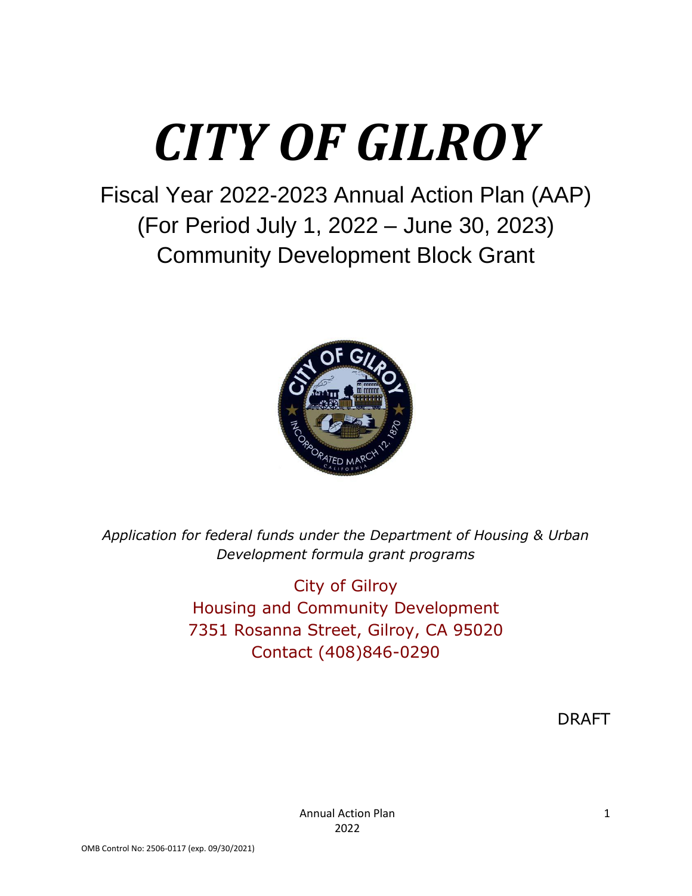# *CITY OF GILROY*

Fiscal Year 2022-2023 Annual Action Plan (AAP)
(For Period July 1, 2022 – June 30, 2023)
Community Development Block Grant

*Application for federal funds under the Department of Housing & Urban Development formula grant programs*

City of Gilroy
Housing and Community Development
7351 Rosanna Street, Gilroy, CA 95020
Contact (408)846-0290

DRAFT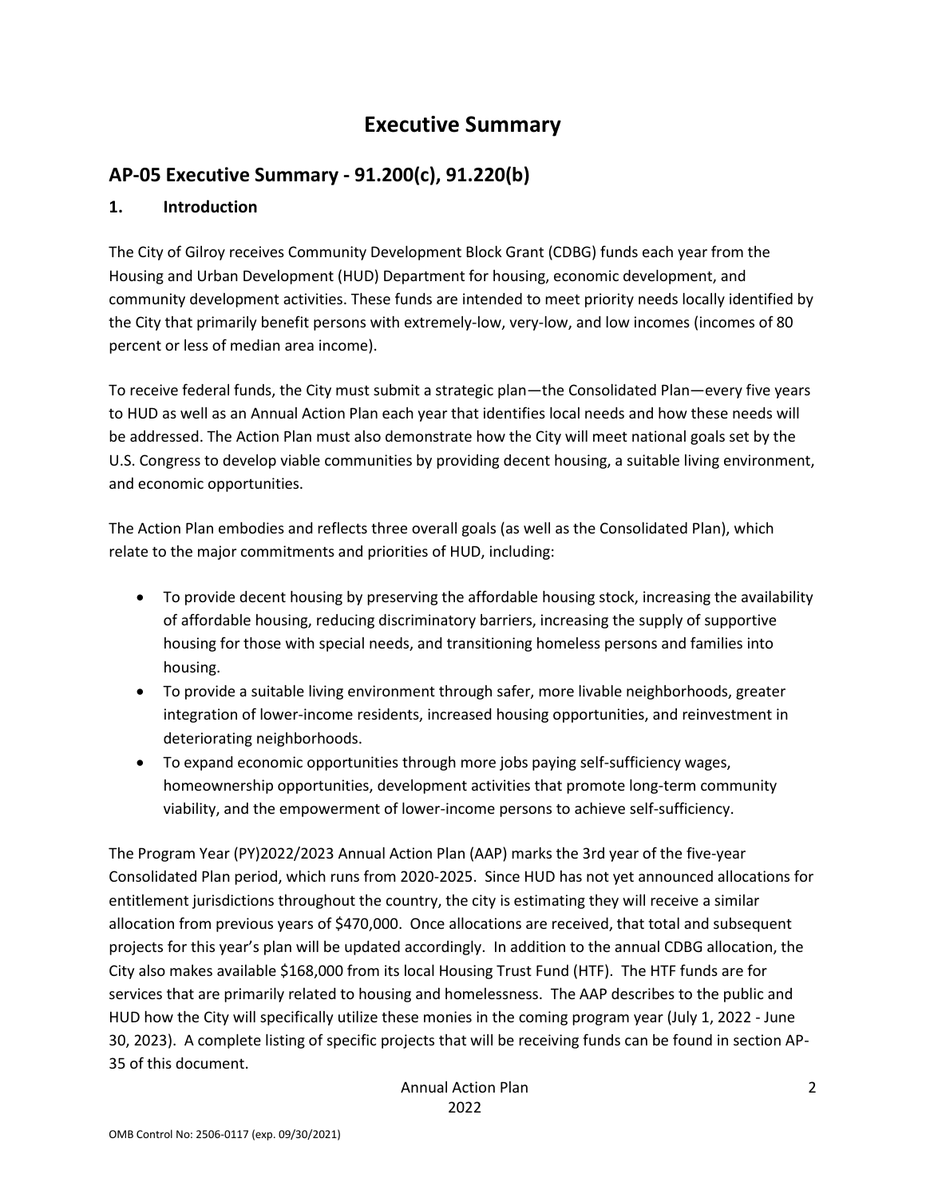# Executive Summary

## AP-05 Executive Summary - 91.200(c), 91.220(b)

### 1. Introduction

The City of Gilroy receives Community Development Block Grant (CDBG) funds each year from the Housing and Urban Development (HUD) Department for housing, economic development, and community development activities. These funds are intended to meet priority needs locally identified by the City that primarily benefit persons with extremely-low, very-low, and low incomes (incomes of 80 percent or less of median area income).

To receive federal funds, the City must submit a strategic plan—the Consolidated Plan—every five years to HUD as well as an Annual Action Plan each year that identifies local needs and how these needs will be addressed. The Action Plan must also demonstrate how the City will meet national goals set by the U.S. Congress to develop viable communities by providing decent housing, a suitable living environment, and economic opportunities.

The Action Plan embodies and reflects three overall goals (as well as the Consolidated Plan), which relate to the major commitments and priorities of HUD, including:

- To provide decent housing by preserving the affordable housing stock, increasing the availability of affordable housing, reducing discriminatory barriers, increasing the supply of supportive housing for those with special needs, and transitioning homeless persons and families into housing.
- To provide a suitable living environment through safer, more livable neighborhoods, greater integration of lower-income residents, increased housing opportunities, and reinvestment in deteriorating neighborhoods.
- To expand economic opportunities through more jobs paying self-sufficiency wages, homeownership opportunities, development activities that promote long-term community viability, and the empowerment of lower-income persons to achieve self-sufficiency.

The Program Year (PY)2022/2023 Annual Action Plan (AAP) marks the 3rd year of the five-year Consolidated Plan period, which runs from 2020-2025. Since HUD has not yet announced allocations for entitlement jurisdictions throughout the country, the city is estimating they will receive a similar allocation from previous years of $470,000. Once allocations are received, that total and subsequent projects for this year's plan will be updated accordingly. In addition to the annual CDBG allocation, the City also makes available $168,000 from its local Housing Trust Fund (HTF). The HTF funds are for services that are primarily related to housing and homelessness. The AAP describes to the public and HUD how the City will specifically utilize these monies in the coming program year (July 1, 2022 - June 30, 2023). A complete listing of specific projects that will be receiving funds can be found in section AP-35 of this document.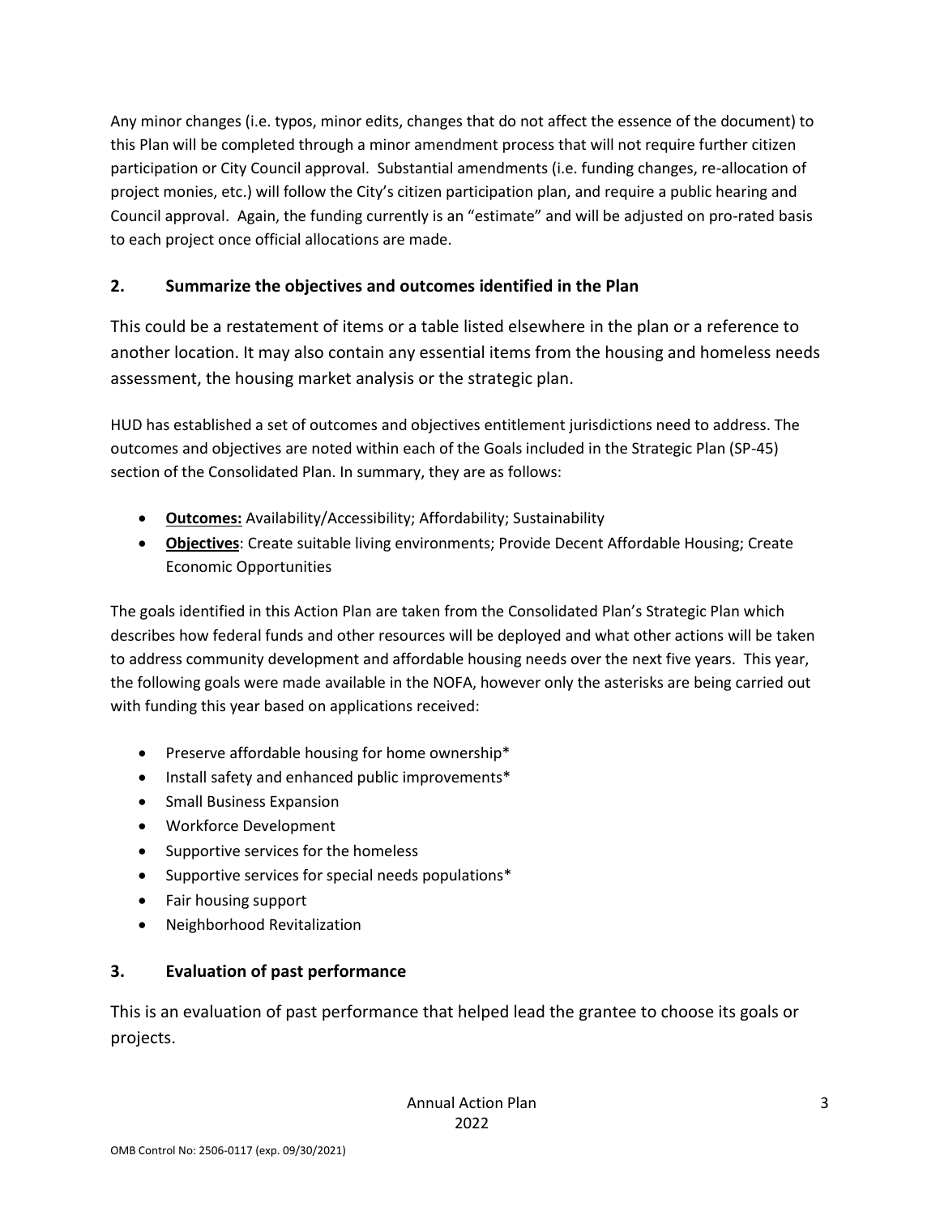Any minor changes (i.e. typos, minor edits, changes that do not affect the essence of the document) to this Plan will be completed through a minor amendment process that will not require further citizen participation or City Council approval. Substantial amendments (i.e. funding changes, re-allocation of project monies, etc.) will follow the City's citizen participation plan, and require a public hearing and Council approval. Again, the funding currently is an "estimate" and will be adjusted on pro-rated basis to each project once official allocations are made.

## 2. Summarize the objectives and outcomes identified in the Plan

This could be a restatement of items or a table listed elsewhere in the plan or a reference to another location. It may also contain any essential items from the housing and homeless needs assessment, the housing market analysis or the strategic plan.

HUD has established a set of outcomes and objectives entitlement jurisdictions need to address. The outcomes and objectives are noted within each of the Goals included in the Strategic Plan (SP-45) section of the Consolidated Plan. In summary, they are as follows:

- **Outcomes:** Availability/Accessibility; Affordability; Sustainability
- **Objectives**: Create suitable living environments; Provide Decent Affordable Housing; Create Economic Opportunities

The goals identified in this Action Plan are taken from the Consolidated Plan's Strategic Plan which describes how federal funds and other resources will be deployed and what other actions will be taken to address community development and affordable housing needs over the next five years. This year, the following goals were made available in the NOFA, however only the asterisks are being carried out with funding this year based on applications received:

- Preserve affordable housing for home ownership*
- Install safety and enhanced public improvements*
- Small Business Expansion
- Workforce Development
- Supportive services for the homeless
- Supportive services for special needs populations*
- Fair housing support
- Neighborhood Revitalization

## 3. Evaluation of past performance

This is an evaluation of past performance that helped lead the grantee to choose its goals or projects.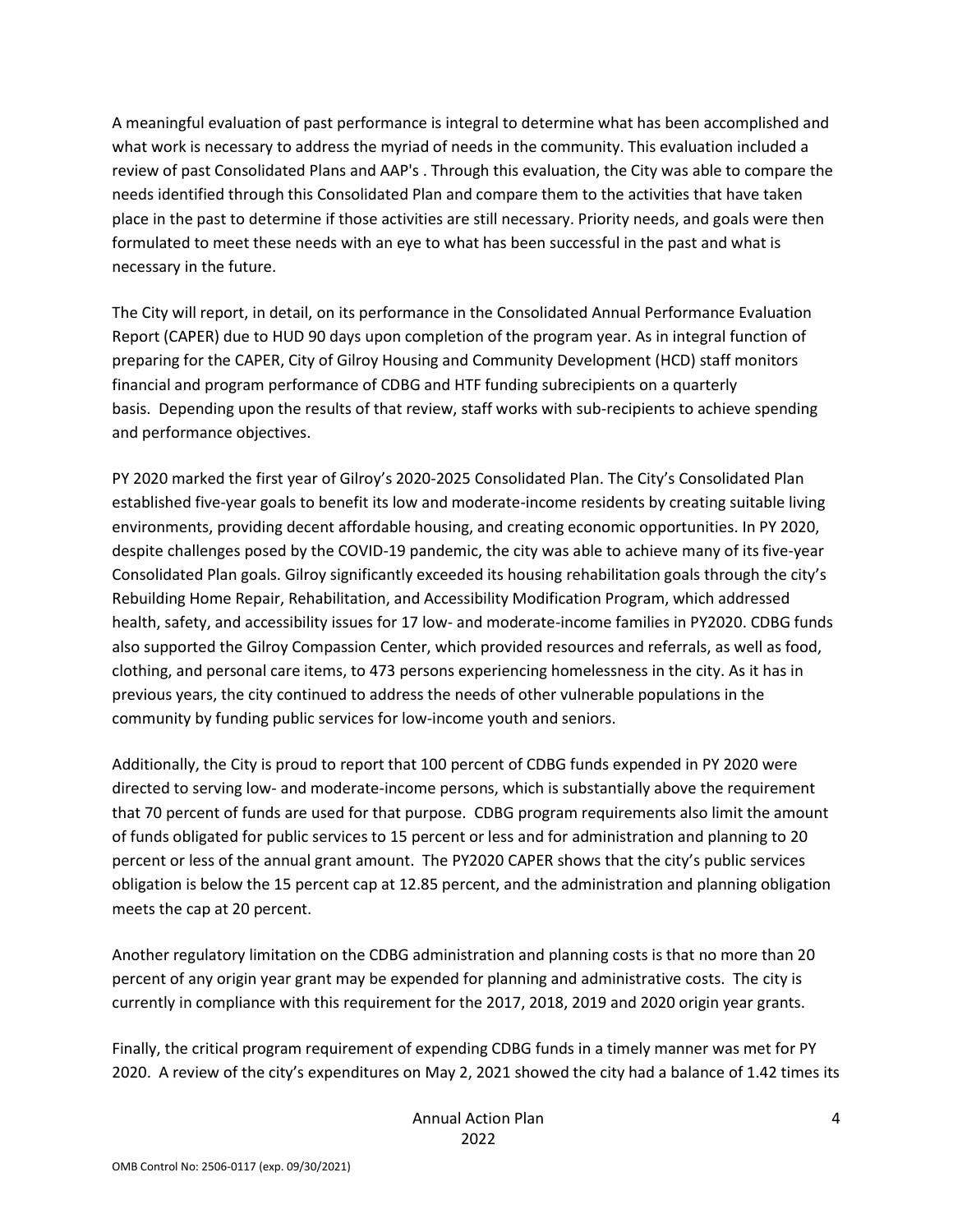A meaningful evaluation of past performance is integral to determine what has been accomplished and what work is necessary to address the myriad of needs in the community. This evaluation included a review of past Consolidated Plans and AAP's . Through this evaluation, the City was able to compare the needs identified through this Consolidated Plan and compare them to the activities that have taken place in the past to determine if those activities are still necessary. Priority needs, and goals were then formulated to meet these needs with an eye to what has been successful in the past and what is necessary in the future.

The City will report, in detail, on its performance in the Consolidated Annual Performance Evaluation Report (CAPER) due to HUD 90 days upon completion of the program year. As in integral function of preparing for the CAPER, City of Gilroy Housing and Community Development (HCD) staff monitors financial and program performance of CDBG and HTF funding subrecipients on a quarterly basis. Depending upon the results of that review, staff works with sub-recipients to achieve spending and performance objectives.

PY 2020 marked the first year of Gilroy's 2020-2025 Consolidated Plan. The City's Consolidated Plan established five-year goals to benefit its low and moderate-income residents by creating suitable living environments, providing decent affordable housing, and creating economic opportunities. In PY 2020, despite challenges posed by the COVID-19 pandemic, the city was able to achieve many of its five-year Consolidated Plan goals. Gilroy significantly exceeded its housing rehabilitation goals through the city's Rebuilding Home Repair, Rehabilitation, and Accessibility Modification Program, which addressed health, safety, and accessibility issues for 17 low- and moderate-income families in PY2020. CDBG funds also supported the Gilroy Compassion Center, which provided resources and referrals, as well as food, clothing, and personal care items, to 473 persons experiencing homelessness in the city. As it has in previous years, the city continued to address the needs of other vulnerable populations in the community by funding public services for low-income youth and seniors.

Additionally, the City is proud to report that 100 percent of CDBG funds expended in PY 2020 were directed to serving low- and moderate-income persons, which is substantially above the requirement that 70 percent of funds are used for that purpose. CDBG program requirements also limit the amount of funds obligated for public services to 15 percent or less and for administration and planning to 20 percent or less of the annual grant amount. The PY2020 CAPER shows that the city's public services obligation is below the 15 percent cap at 12.85 percent, and the administration and planning obligation meets the cap at 20 percent.

Another regulatory limitation on the CDBG administration and planning costs is that no more than 20 percent of any origin year grant may be expended for planning and administrative costs. The city is currently in compliance with this requirement for the 2017, 2018, 2019 and 2020 origin year grants.

Finally, the critical program requirement of expending CDBG funds in a timely manner was met for PY 2020. A review of the city's expenditures on May 2, 2021 showed the city had a balance of 1.42 times its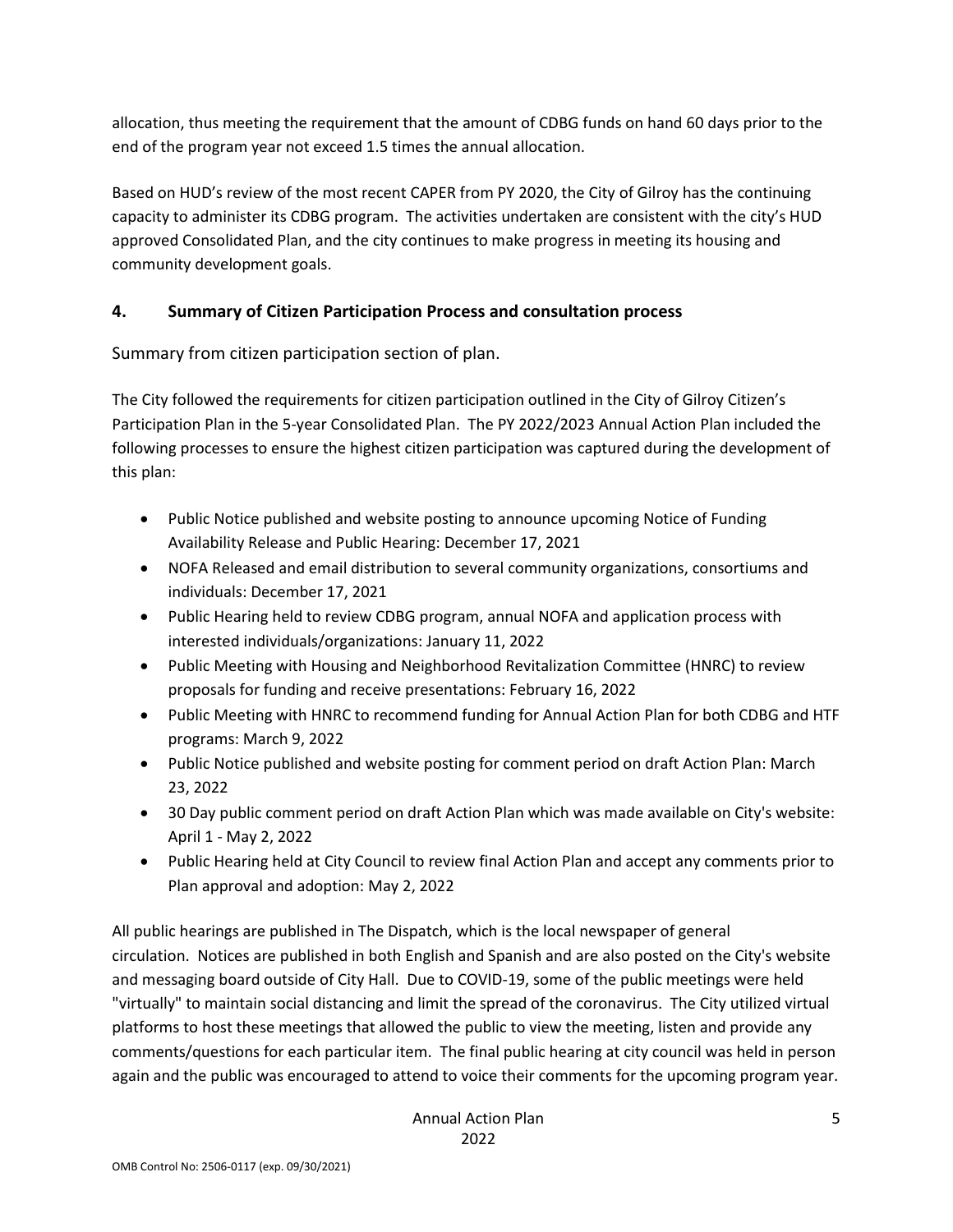allocation, thus meeting the requirement that the amount of CDBG funds on hand 60 days prior to the end of the program year not exceed 1.5 times the annual allocation.

Based on HUD's review of the most recent CAPER from PY 2020, the City of Gilroy has the continuing capacity to administer its CDBG program. The activities undertaken are consistent with the city's HUD approved Consolidated Plan, and the city continues to make progress in meeting its housing and community development goals.

## 4. Summary of Citizen Participation Process and consultation process

Summary from citizen participation section of plan.

The City followed the requirements for citizen participation outlined in the City of Gilroy Citizen's Participation Plan in the 5-year Consolidated Plan. The PY 2022/2023 Annual Action Plan included the following processes to ensure the highest citizen participation was captured during the development of this plan:

- Public Notice published and website posting to announce upcoming Notice of Funding Availability Release and Public Hearing: December 17, 2021
- NOFA Released and email distribution to several community organizations, consortiums and individuals: December 17, 2021
- Public Hearing held to review CDBG program, annual NOFA and application process with interested individuals/organizations: January 11, 2022
- Public Meeting with Housing and Neighborhood Revitalization Committee (HNRC) to review proposals for funding and receive presentations: February 16, 2022
- Public Meeting with HNRC to recommend funding for Annual Action Plan for both CDBG and HTF programs: March 9, 2022
- Public Notice published and website posting for comment period on draft Action Plan: March 23, 2022
- 30 Day public comment period on draft Action Plan which was made available on City's website: April 1 - May 2, 2022
- Public Hearing held at City Council to review final Action Plan and accept any comments prior to Plan approval and adoption: May 2, 2022

All public hearings are published in The Dispatch, which is the local newspaper of general circulation. Notices are published in both English and Spanish and are also posted on the City's website and messaging board outside of City Hall. Due to COVID-19, some of the public meetings were held "virtually" to maintain social distancing and limit the spread of the coronavirus. The City utilized virtual platforms to host these meetings that allowed the public to view the meeting, listen and provide any comments/questions for each particular item. The final public hearing at city council was held in person again and the public was encouraged to attend to voice their comments for the upcoming program year.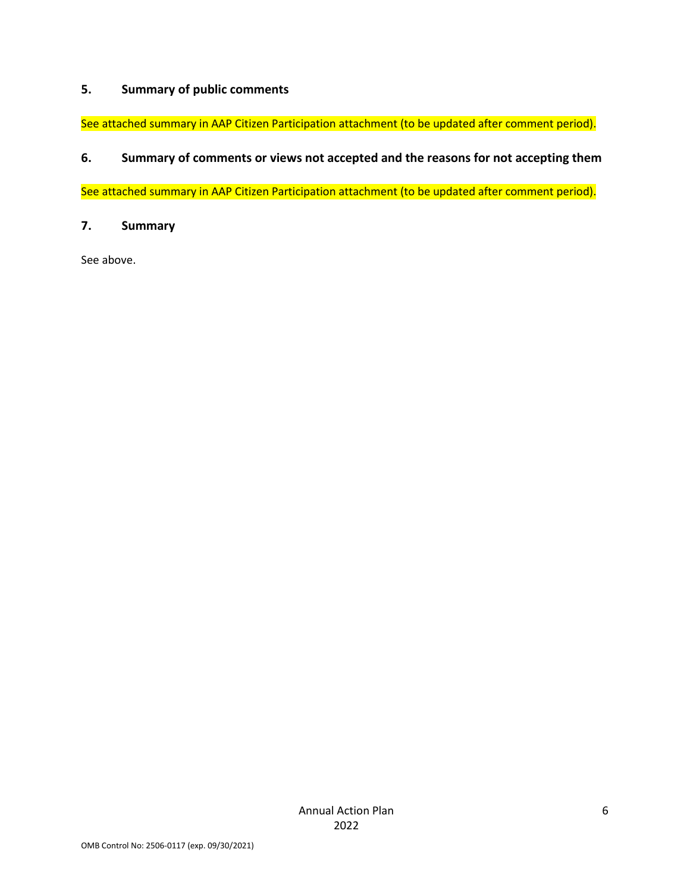## 5. Summary of public comments

See attached summary in AAP Citizen Participation attachment (to be updated after comment period).

## 6. Summary of comments or views not accepted and the reasons for not accepting them

See attached summary in AAP Citizen Participation attachment (to be updated after comment period).

## 7. Summary

See above.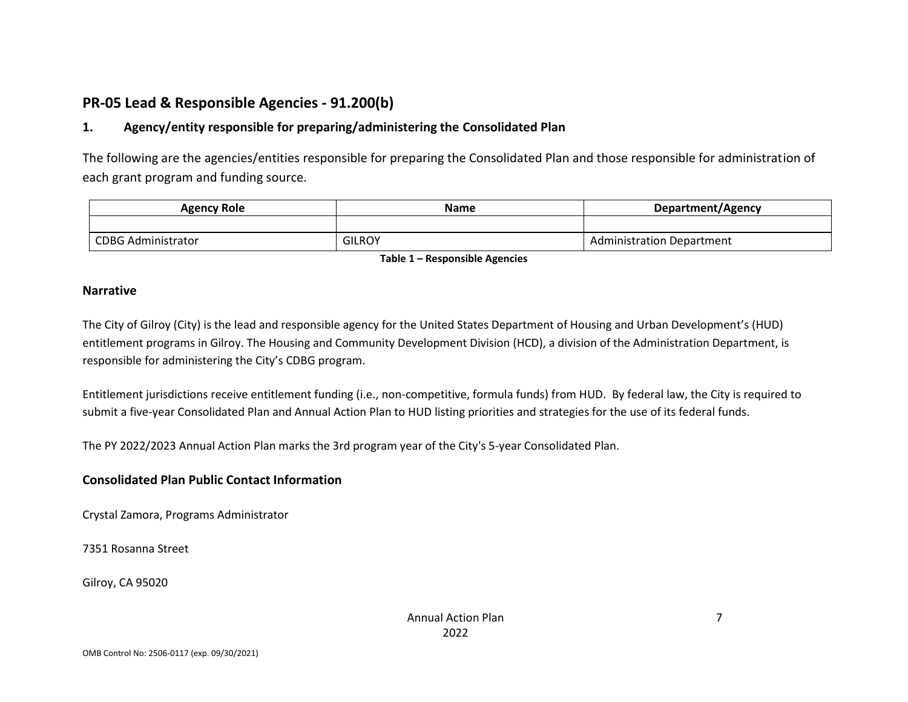## PR-05 Lead & Responsible Agencies - 91.200(b)

### 1. Agency/entity responsible for preparing/administering the Consolidated Plan

The following are the agencies/entities responsible for preparing the Consolidated Plan and those responsible for administration of each grant program and funding source.

| Agency Role | Name | Department/Agency |
| --- | --- | --- |
| | | |
| CDBG Administrator | GILROY | Administration Department |

**Table 1 – Responsible Agencies**

### Narrative

The City of Gilroy (City) is the lead and responsible agency for the United States Department of Housing and Urban Development's (HUD) entitlement programs in Gilroy. The Housing and Community Development Division (HCD), a division of the Administration Department, is responsible for administering the City's CDBG program.

Entitlement jurisdictions receive entitlement funding (i.e., non-competitive, formula funds) from HUD. By federal law, the City is required to submit a five-year Consolidated Plan and Annual Action Plan to HUD listing priorities and strategies for the use of its federal funds.

The PY 2022/2023 Annual Action Plan marks the 3rd program year of the City's 5-year Consolidated Plan.

### Consolidated Plan Public Contact Information

Crystal Zamora, Programs Administrator

7351 Rosanna Street

Gilroy, CA 95020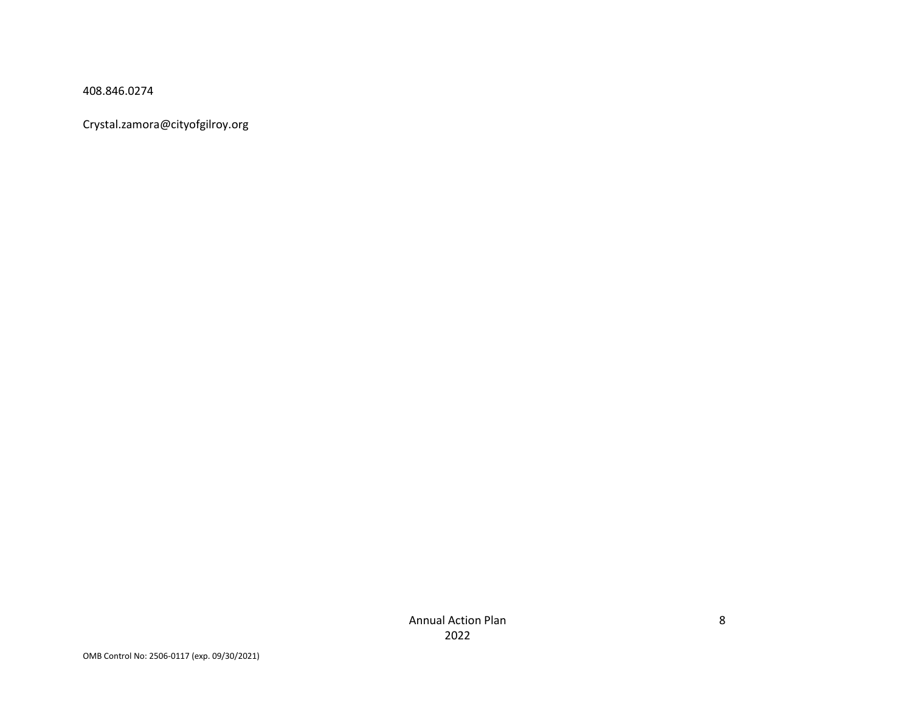408.846.0274

Crystal.zamora@cityofgilroy.org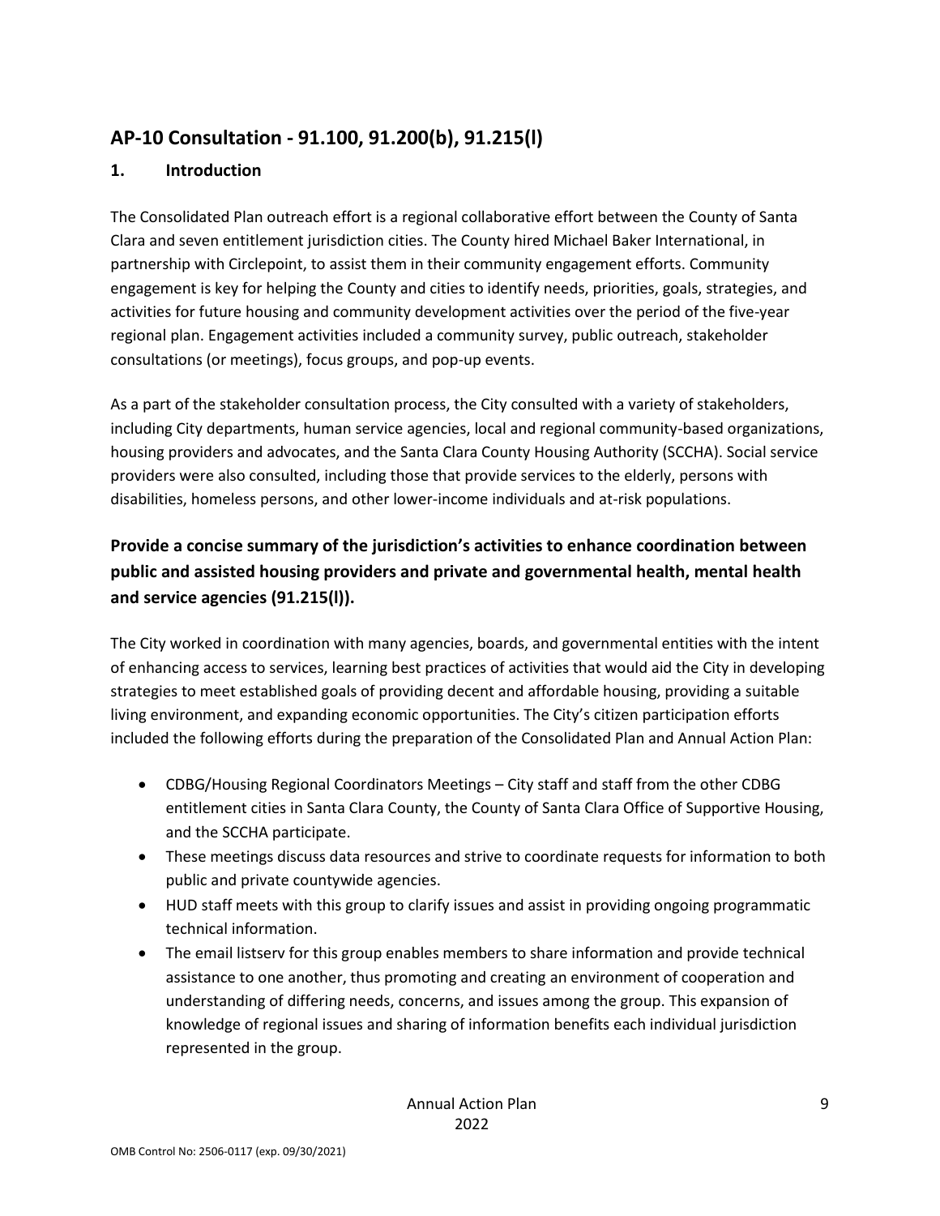## AP-10 Consultation - 91.100, 91.200(b), 91.215(l)

### 1. Introduction

The Consolidated Plan outreach effort is a regional collaborative effort between the County of Santa Clara and seven entitlement jurisdiction cities. The County hired Michael Baker International, in partnership with Circlepoint, to assist them in their community engagement efforts. Community engagement is key for helping the County and cities to identify needs, priorities, goals, strategies, and activities for future housing and community development activities over the period of the five-year regional plan. Engagement activities included a community survey, public outreach, stakeholder consultations (or meetings), focus groups, and pop-up events.

As a part of the stakeholder consultation process, the City consulted with a variety of stakeholders, including City departments, human service agencies, local and regional community-based organizations, housing providers and advocates, and the Santa Clara County Housing Authority (SCCHA). Social service providers were also consulted, including those that provide services to the elderly, persons with disabilities, homeless persons, and other lower-income individuals and at-risk populations.

### Provide a concise summary of the jurisdiction's activities to enhance coordination between public and assisted housing providers and private and governmental health, mental health and service agencies (91.215(l)).

The City worked in coordination with many agencies, boards, and governmental entities with the intent of enhancing access to services, learning best practices of activities that would aid the City in developing strategies to meet established goals of providing decent and affordable housing, providing a suitable living environment, and expanding economic opportunities. The City's citizen participation efforts included the following efforts during the preparation of the Consolidated Plan and Annual Action Plan:

- CDBG/Housing Regional Coordinators Meetings – City staff and staff from the other CDBG entitlement cities in Santa Clara County, the County of Santa Clara Office of Supportive Housing, and the SCCHA participate.
- These meetings discuss data resources and strive to coordinate requests for information to both public and private countywide agencies.
- HUD staff meets with this group to clarify issues and assist in providing ongoing programmatic technical information.
- The email listserv for this group enables members to share information and provide technical assistance to one another, thus promoting and creating an environment of cooperation and understanding of differing needs, concerns, and issues among the group. This expansion of knowledge of regional issues and sharing of information benefits each individual jurisdiction represented in the group.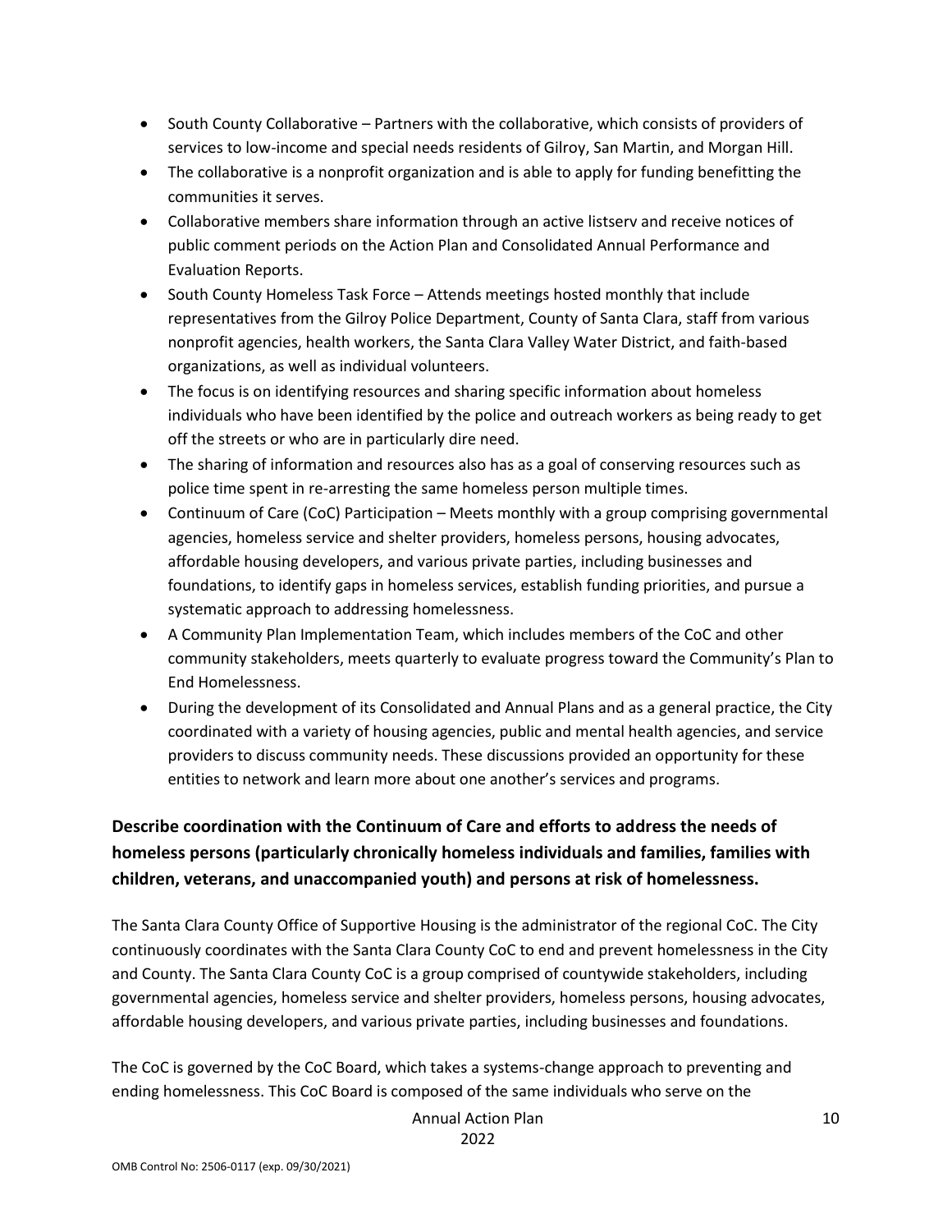- South County Collaborative – Partners with the collaborative, which consists of providers of services to low-income and special needs residents of Gilroy, San Martin, and Morgan Hill.
- The collaborative is a nonprofit organization and is able to apply for funding benefitting the communities it serves.
- Collaborative members share information through an active listserv and receive notices of public comment periods on the Action Plan and Consolidated Annual Performance and Evaluation Reports.
- South County Homeless Task Force – Attends meetings hosted monthly that include representatives from the Gilroy Police Department, County of Santa Clara, staff from various nonprofit agencies, health workers, the Santa Clara Valley Water District, and faith-based organizations, as well as individual volunteers.
- The focus is on identifying resources and sharing specific information about homeless individuals who have been identified by the police and outreach workers as being ready to get off the streets or who are in particularly dire need.
- The sharing of information and resources also has as a goal of conserving resources such as police time spent in re-arresting the same homeless person multiple times.
- Continuum of Care (CoC) Participation – Meets monthly with a group comprising governmental agencies, homeless service and shelter providers, homeless persons, housing advocates, affordable housing developers, and various private parties, including businesses and foundations, to identify gaps in homeless services, establish funding priorities, and pursue a systematic approach to addressing homelessness.
- A Community Plan Implementation Team, which includes members of the CoC and other community stakeholders, meets quarterly to evaluate progress toward the Community's Plan to End Homelessness.
- During the development of its Consolidated and Annual Plans and as a general practice, the City coordinated with a variety of housing agencies, public and mental health agencies, and service providers to discuss community needs. These discussions provided an opportunity for these entities to network and learn more about one another's services and programs.

## Describe coordination with the Continuum of Care and efforts to address the needs of homeless persons (particularly chronically homeless individuals and families, families with children, veterans, and unaccompanied youth) and persons at risk of homelessness.

The Santa Clara County Office of Supportive Housing is the administrator of the regional CoC. The City continuously coordinates with the Santa Clara County CoC to end and prevent homelessness in the City and County. The Santa Clara County CoC is a group comprised of countywide stakeholders, including governmental agencies, homeless service and shelter providers, homeless persons, housing advocates, affordable housing developers, and various private parties, including businesses and foundations.

The CoC is governed by the CoC Board, which takes a systems-change approach to preventing and ending homelessness. This CoC Board is composed of the same individuals who serve on the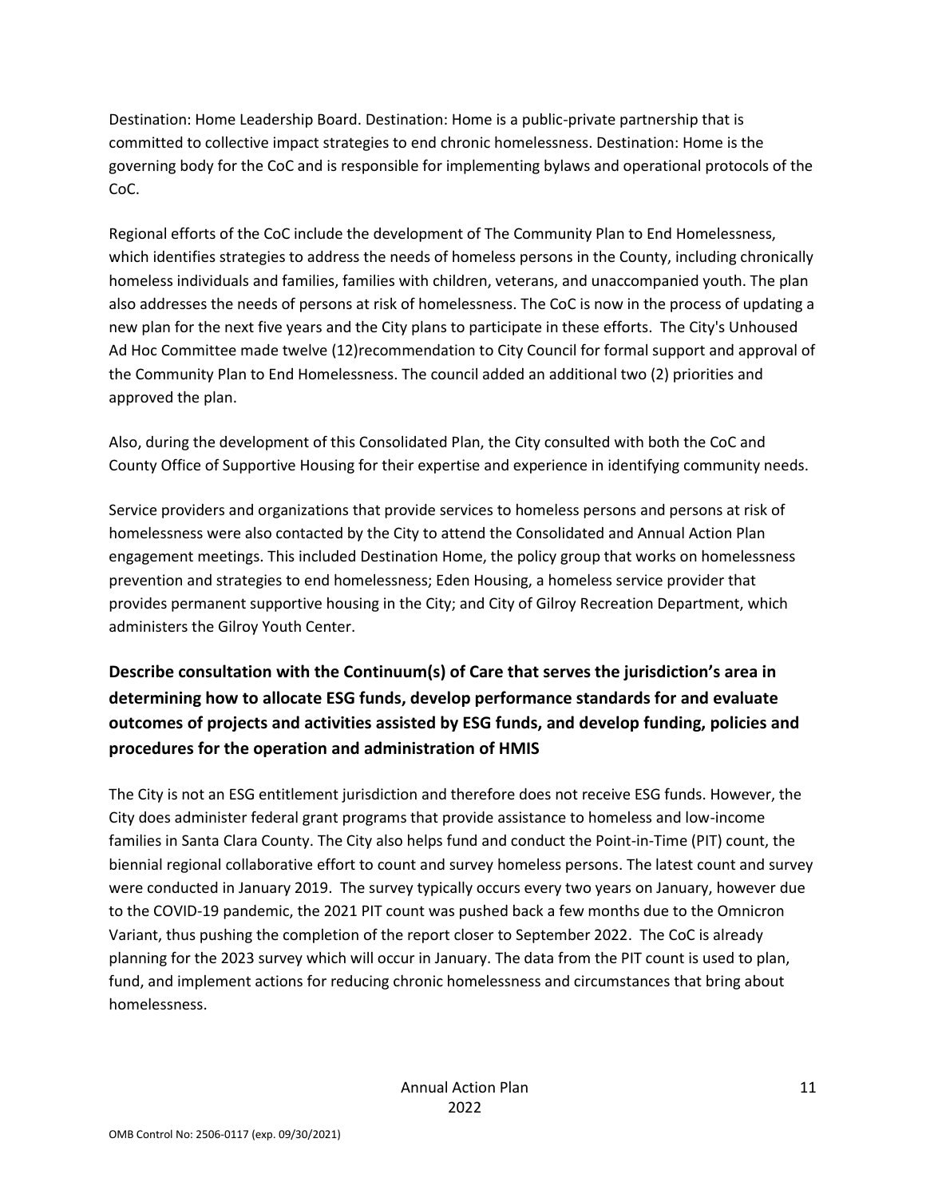Destination: Home Leadership Board. Destination: Home is a public-private partnership that is committed to collective impact strategies to end chronic homelessness. Destination: Home is the governing body for the CoC and is responsible for implementing bylaws and operational protocols of the CoC.

Regional efforts of the CoC include the development of The Community Plan to End Homelessness, which identifies strategies to address the needs of homeless persons in the County, including chronically homeless individuals and families, families with children, veterans, and unaccompanied youth. The plan also addresses the needs of persons at risk of homelessness. The CoC is now in the process of updating a new plan for the next five years and the City plans to participate in these efforts. The City's Unhoused Ad Hoc Committee made twelve (12)recommendation to City Council for formal support and approval of the Community Plan to End Homelessness. The council added an additional two (2) priorities and approved the plan.

Also, during the development of this Consolidated Plan, the City consulted with both the CoC and County Office of Supportive Housing for their expertise and experience in identifying community needs.

Service providers and organizations that provide services to homeless persons and persons at risk of homelessness were also contacted by the City to attend the Consolidated and Annual Action Plan engagement meetings. This included Destination Home, the policy group that works on homelessness prevention and strategies to end homelessness; Eden Housing, a homeless service provider that provides permanent supportive housing in the City; and City of Gilroy Recreation Department, which administers the Gilroy Youth Center.

## Describe consultation with the Continuum(s) of Care that serves the jurisdiction's area in determining how to allocate ESG funds, develop performance standards for and evaluate outcomes of projects and activities assisted by ESG funds, and develop funding, policies and procedures for the operation and administration of HMIS

The City is not an ESG entitlement jurisdiction and therefore does not receive ESG funds. However, the City does administer federal grant programs that provide assistance to homeless and low-income families in Santa Clara County. The City also helps fund and conduct the Point-in-Time (PIT) count, the biennial regional collaborative effort to count and survey homeless persons. The latest count and survey were conducted in January 2019. The survey typically occurs every two years on January, however due to the COVID-19 pandemic, the 2021 PIT count was pushed back a few months due to the Omnicron Variant, thus pushing the completion of the report closer to September 2022. The CoC is already planning for the 2023 survey which will occur in January. The data from the PIT count is used to plan, fund, and implement actions for reducing chronic homelessness and circumstances that bring about homelessness.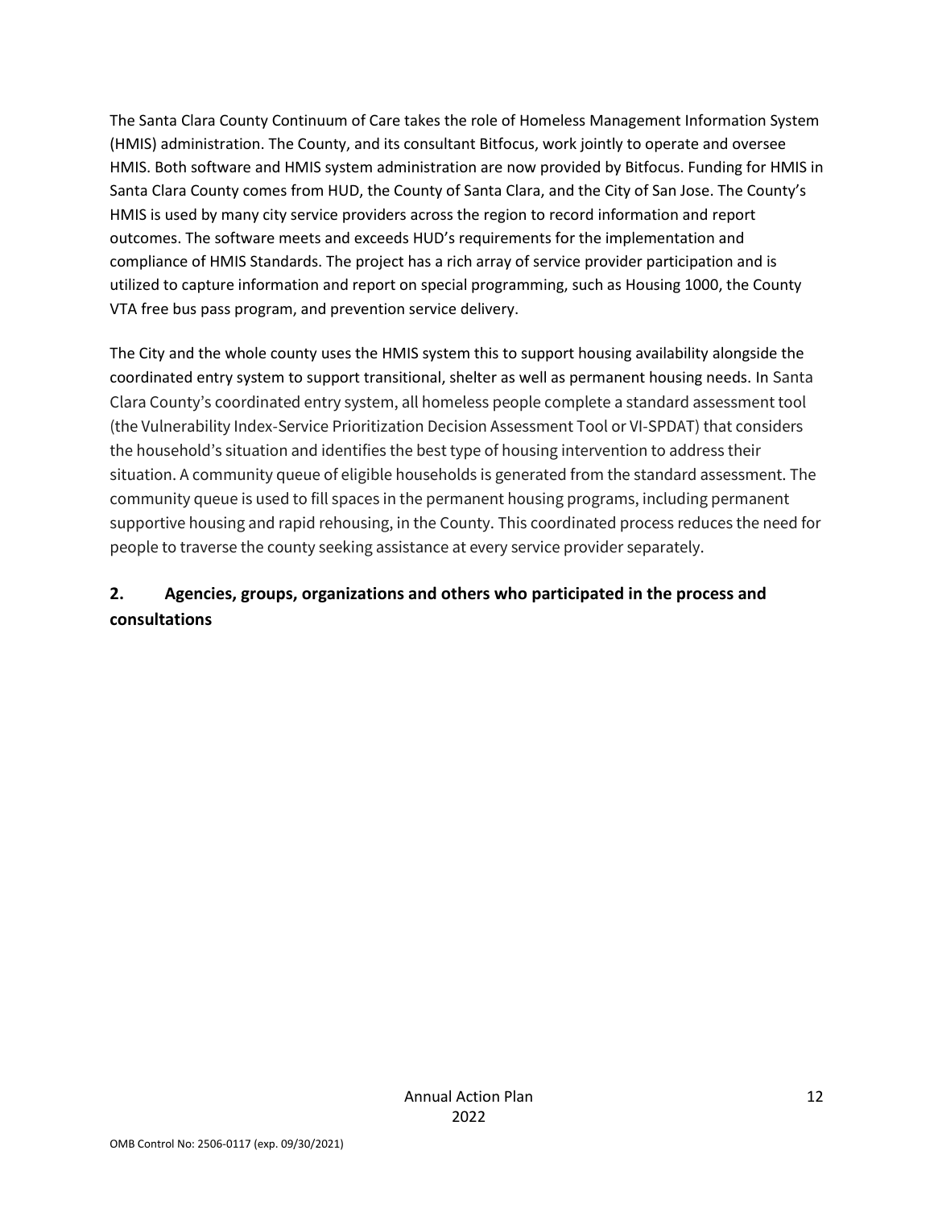The Santa Clara County Continuum of Care takes the role of Homeless Management Information System (HMIS) administration. The County, and its consultant Bitfocus, work jointly to operate and oversee HMIS. Both software and HMIS system administration are now provided by Bitfocus. Funding for HMIS in Santa Clara County comes from HUD, the County of Santa Clara, and the City of San Jose. The County's HMIS is used by many city service providers across the region to record information and report outcomes. The software meets and exceeds HUD's requirements for the implementation and compliance of HMIS Standards. The project has a rich array of service provider participation and is utilized to capture information and report on special programming, such as Housing 1000, the County VTA free bus pass program, and prevention service delivery.

The City and the whole county uses the HMIS system this to support housing availability alongside the coordinated entry system to support transitional, shelter as well as permanent housing needs. In Santa Clara County's coordinated entry system, all homeless people complete a standard assessment tool (the Vulnerability Index-Service Prioritization Decision Assessment Tool or VI-SPDAT) that considers the household's situation and identifies the best type of housing intervention to address their situation. A community queue of eligible households is generated from the standard assessment. The community queue is used to fill spaces in the permanent housing programs, including permanent supportive housing and rapid rehousing, in the County. This coordinated process reduces the need for people to traverse the county seeking assistance at every service provider separately.

## 2. Agencies, groups, organizations and others who participated in the process and consultations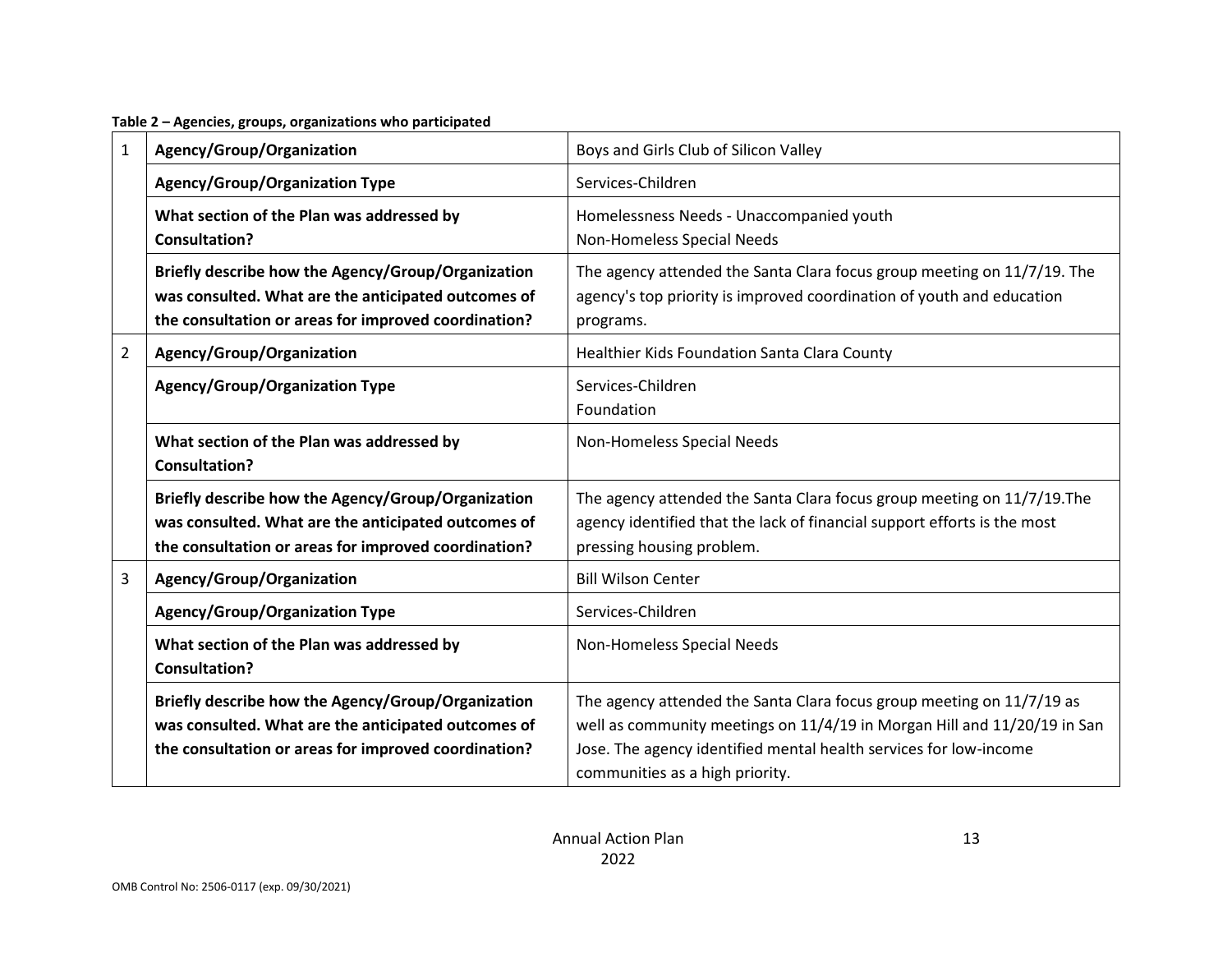**Table 2 – Agencies, groups, organizations who participated**

| | | |
|---|---|---|
| 1 | **Agency/Group/Organization** | Boys and Girls Club of Silicon Valley |
| | **Agency/Group/Organization Type** | Services-Children |
| | **What section of the Plan was addressed by Consultation?** | Homelessness Needs - Unaccompanied youth<br>Non-Homeless Special Needs |
| | **Briefly describe how the Agency/Group/Organization was consulted. What are the anticipated outcomes of the consultation or areas for improved coordination?** | The agency attended the Santa Clara focus group meeting on 11/7/19. The agency's top priority is improved coordination of youth and education programs. |
| 2 | **Agency/Group/Organization** | Healthier Kids Foundation Santa Clara County |
| | **Agency/Group/Organization Type** | Services-Children<br>Foundation |
| | **What section of the Plan was addressed by Consultation?** | Non-Homeless Special Needs |
| | **Briefly describe how the Agency/Group/Organization was consulted. What are the anticipated outcomes of the consultation or areas for improved coordination?** | The agency attended the Santa Clara focus group meeting on 11/7/19.The agency identified that the lack of financial support efforts is the most pressing housing problem. |
| 3 | **Agency/Group/Organization** | Bill Wilson Center |
| | **Agency/Group/Organization Type** | Services-Children |
| | **What section of the Plan was addressed by Consultation?** | Non-Homeless Special Needs |
| | **Briefly describe how the Agency/Group/Organization was consulted. What are the anticipated outcomes of the consultation or areas for improved coordination?** | The agency attended the Santa Clara focus group meeting on 11/7/19 as well as community meetings on 11/4/19 in Morgan Hill and 11/20/19 in San Jose. The agency identified mental health services for low-income communities as a high priority. |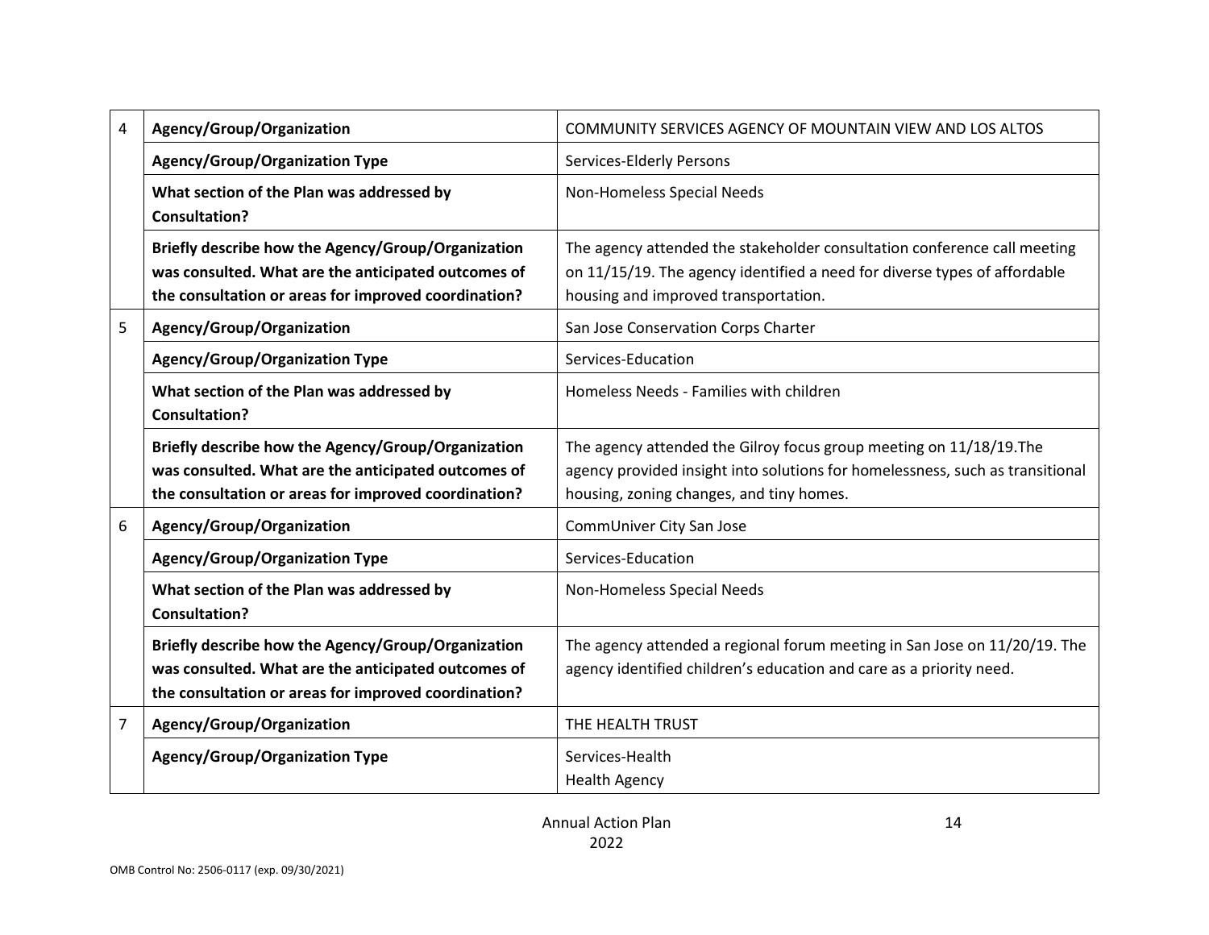| | | |
|---|---|---|
| 4 | **Agency/Group/Organization** | COMMUNITY SERVICES AGENCY OF MOUNTAIN VIEW AND LOS ALTOS |
| | **Agency/Group/Organization Type** | Services-Elderly Persons |
| | **What section of the Plan was addressed by Consultation?** | Non-Homeless Special Needs |
| | **Briefly describe how the Agency/Group/Organization was consulted. What are the anticipated outcomes of the consultation or areas for improved coordination?** | The agency attended the stakeholder consultation conference call meeting on 11/15/19. The agency identified a need for diverse types of affordable housing and improved transportation. |
| 5 | **Agency/Group/Organization** | San Jose Conservation Corps Charter |
| | **Agency/Group/Organization Type** | Services-Education |
| | **What section of the Plan was addressed by Consultation?** | Homeless Needs - Families with children |
| | **Briefly describe how the Agency/Group/Organization was consulted. What are the anticipated outcomes of the consultation or areas for improved coordination?** | The agency attended the Gilroy focus group meeting on 11/18/19.The agency provided insight into solutions for homelessness, such as transitional housing, zoning changes, and tiny homes. |
| 6 | **Agency/Group/Organization** | CommUniver City San Jose |
| | **Agency/Group/Organization Type** | Services-Education |
| | **What section of the Plan was addressed by Consultation?** | Non-Homeless Special Needs |
| | **Briefly describe how the Agency/Group/Organization was consulted. What are the anticipated outcomes of the consultation or areas for improved coordination?** | The agency attended a regional forum meeting in San Jose on 11/20/19. The agency identified children's education and care as a priority need. |
| 7 | **Agency/Group/Organization** | THE HEALTH TRUST |
| | **Agency/Group/Organization Type** | Services-Health<br>Health Agency |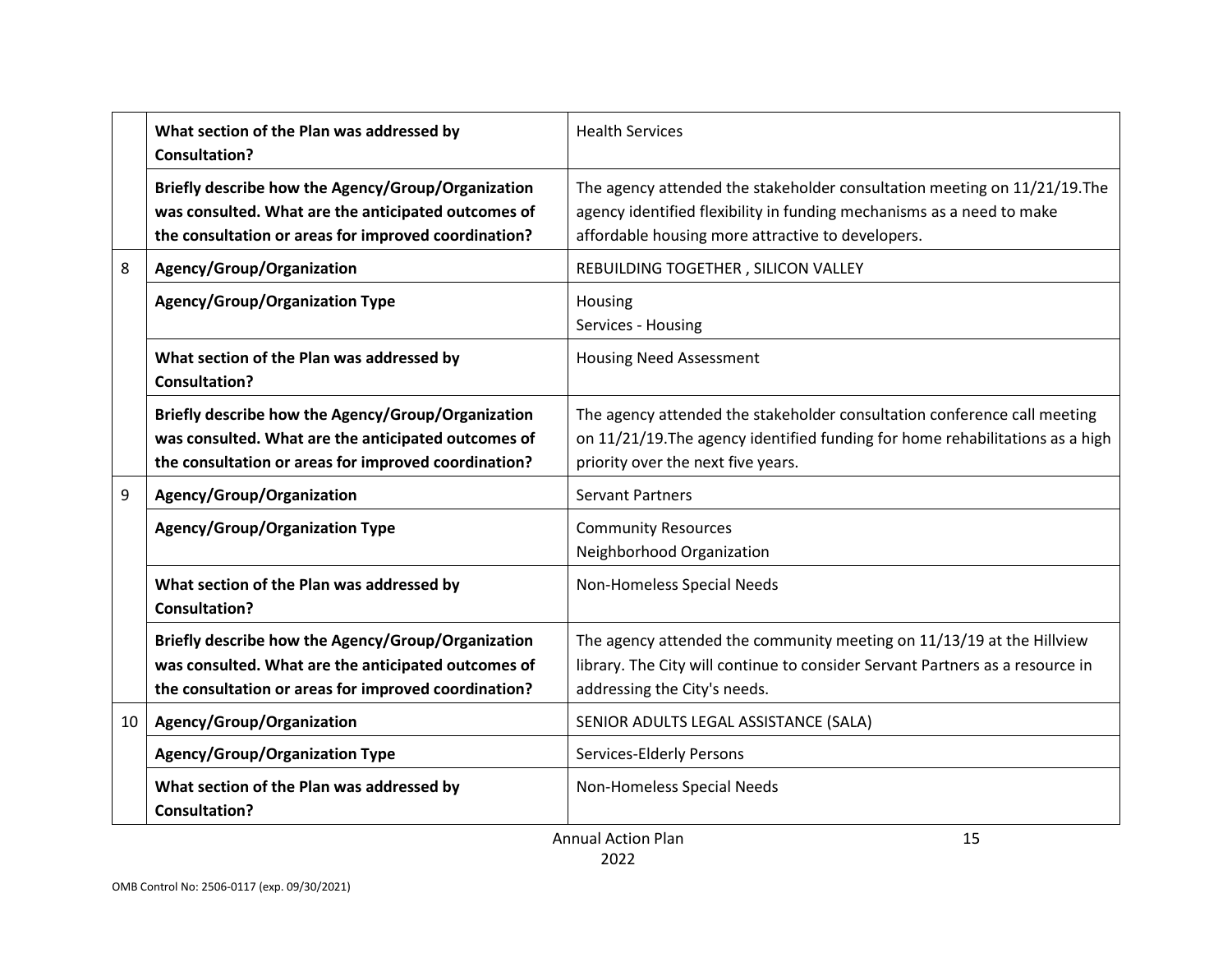| | | |
|---|---|---|
| | **What section of the Plan was addressed by Consultation?** | Health Services |
| | **Briefly describe how the Agency/Group/Organization was consulted. What are the anticipated outcomes of the consultation or areas for improved coordination?** | The agency attended the stakeholder consultation meeting on 11/21/19.The agency identified flexibility in funding mechanisms as a need to make affordable housing more attractive to developers. |
| 8 | **Agency/Group/Organization** | REBUILDING TOGETHER , SILICON VALLEY |
| | **Agency/Group/Organization Type** | Housing<br>Services - Housing |
| | **What section of the Plan was addressed by Consultation?** | Housing Need Assessment |
| | **Briefly describe how the Agency/Group/Organization was consulted. What are the anticipated outcomes of the consultation or areas for improved coordination?** | The agency attended the stakeholder consultation conference call meeting on 11/21/19.The agency identified funding for home rehabilitations as a high priority over the next five years. |
| 9 | **Agency/Group/Organization** | Servant Partners |
| | **Agency/Group/Organization Type** | Community Resources<br>Neighborhood Organization |
| | **What section of the Plan was addressed by Consultation?** | Non-Homeless Special Needs |
| | **Briefly describe how the Agency/Group/Organization was consulted. What are the anticipated outcomes of the consultation or areas for improved coordination?** | The agency attended the community meeting on 11/13/19 at the Hillview library. The City will continue to consider Servant Partners as a resource in addressing the City's needs. |
| 10 | **Agency/Group/Organization** | SENIOR ADULTS LEGAL ASSISTANCE (SALA) |
| | **Agency/Group/Organization Type** | Services-Elderly Persons |
| | **What section of the Plan was addressed by Consultation?** | Non-Homeless Special Needs |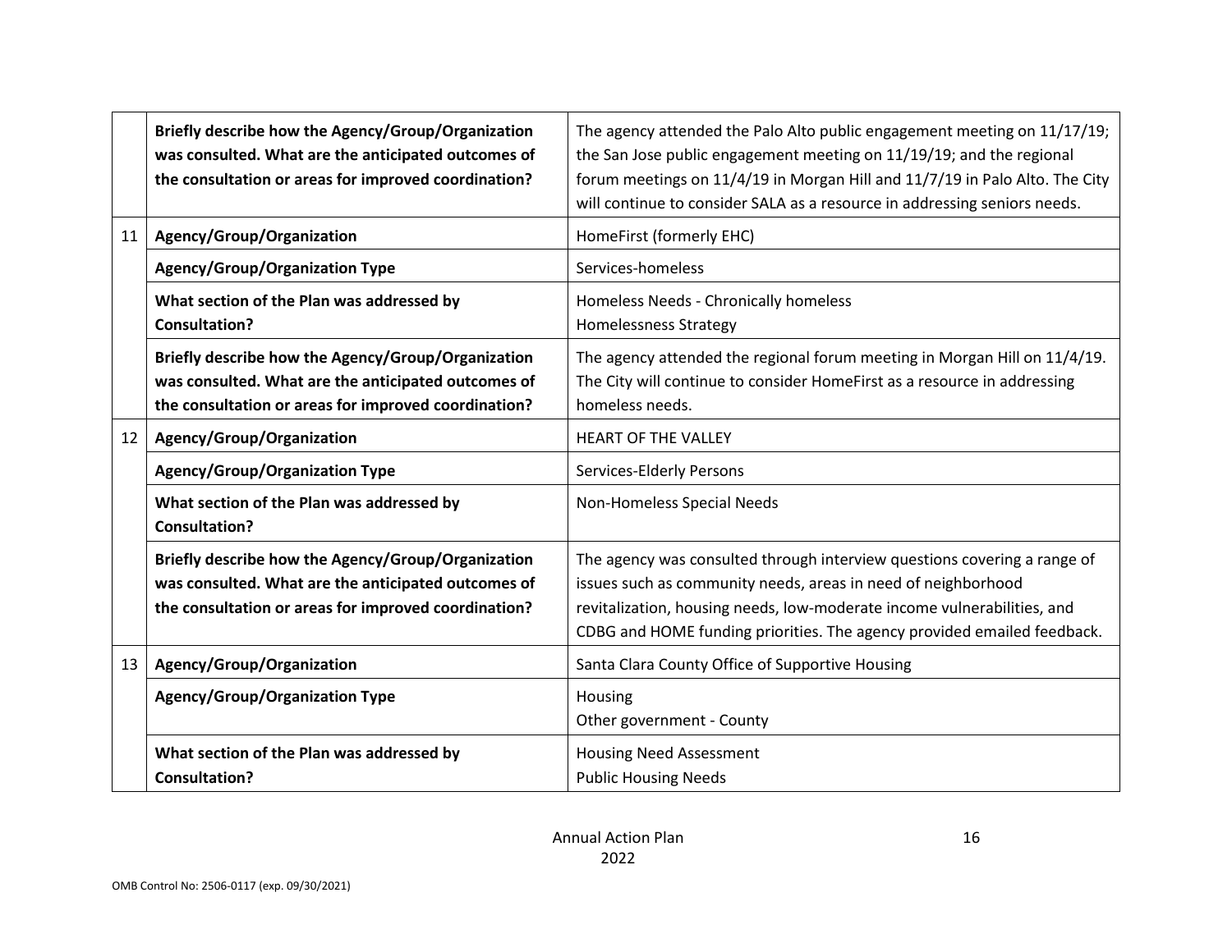| | | |
|---|---|---|
| | **Briefly describe how the Agency/Group/Organization was consulted. What are the anticipated outcomes of the consultation or areas for improved coordination?** | The agency attended the Palo Alto public engagement meeting on 11/17/19; the San Jose public engagement meeting on 11/19/19; and the regional forum meetings on 11/4/19 in Morgan Hill and 11/7/19 in Palo Alto. The City will continue to consider SALA as a resource in addressing seniors needs. |
| 11 | **Agency/Group/Organization** | HomeFirst (formerly EHC) |
| | **Agency/Group/Organization Type** | Services-homeless |
| | **What section of the Plan was addressed by Consultation?** | Homeless Needs - Chronically homeless<br>Homelessness Strategy |
| | **Briefly describe how the Agency/Group/Organization was consulted. What are the anticipated outcomes of the consultation or areas for improved coordination?** | The agency attended the regional forum meeting in Morgan Hill on 11/4/19. The City will continue to consider HomeFirst as a resource in addressing homeless needs. |
| 12 | **Agency/Group/Organization** | HEART OF THE VALLEY |
| | **Agency/Group/Organization Type** | Services-Elderly Persons |
| | **What section of the Plan was addressed by Consultation?** | Non-Homeless Special Needs |
| | **Briefly describe how the Agency/Group/Organization was consulted. What are the anticipated outcomes of the consultation or areas for improved coordination?** | The agency was consulted through interview questions covering a range of issues such as community needs, areas in need of neighborhood revitalization, housing needs, low-moderate income vulnerabilities, and CDBG and HOME funding priorities. The agency provided emailed feedback. |
| 13 | **Agency/Group/Organization** | Santa Clara County Office of Supportive Housing |
| | **Agency/Group/Organization Type** | Housing<br>Other government - County |
| | **What section of the Plan was addressed by Consultation?** | Housing Need Assessment<br>Public Housing Needs |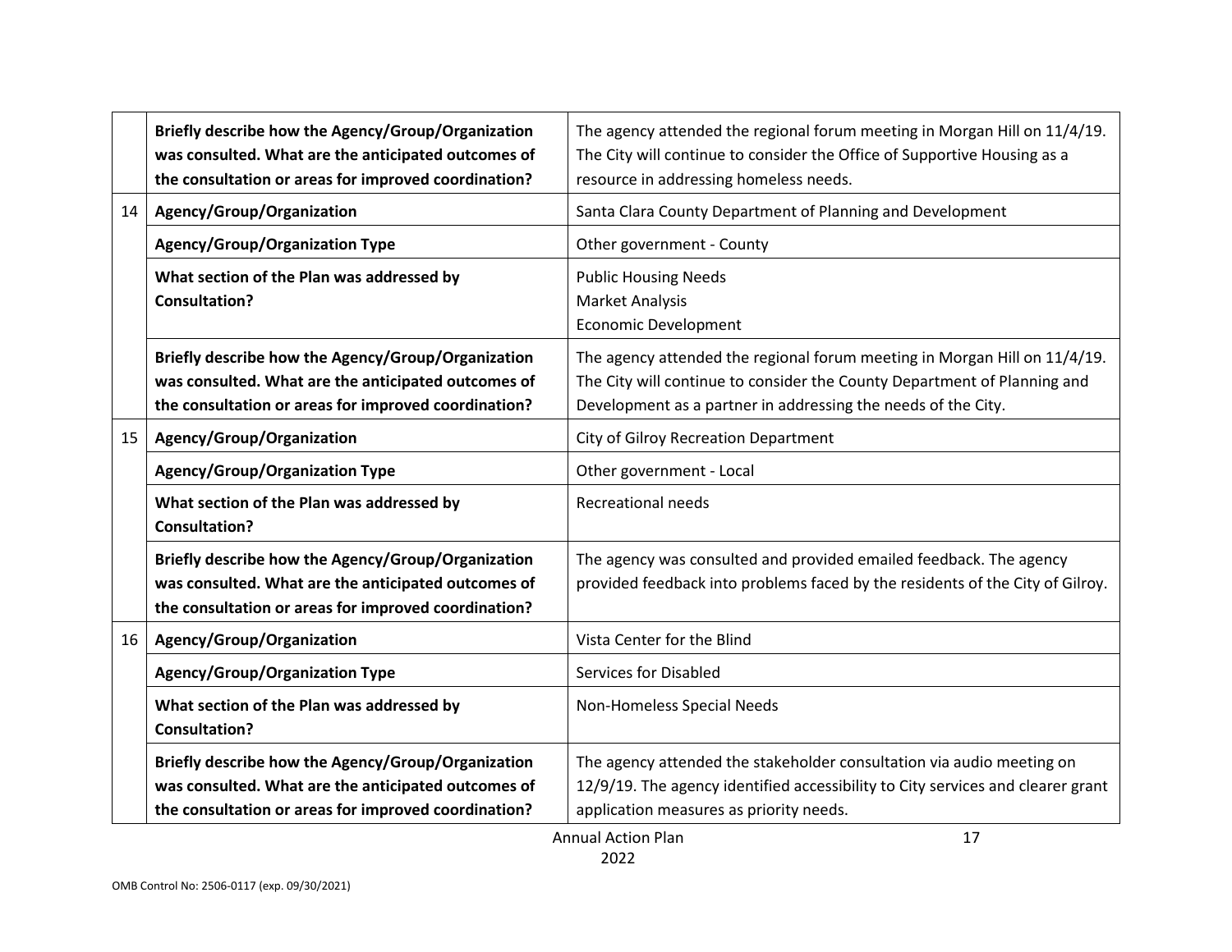| | | |
|---|---|---|
| | **Briefly describe how the Agency/Group/Organization was consulted. What are the anticipated outcomes of the consultation or areas for improved coordination?** | The agency attended the regional forum meeting in Morgan Hill on 11/4/19. The City will continue to consider the Office of Supportive Housing as a resource in addressing homeless needs. |
| 14 | **Agency/Group/Organization** | Santa Clara County Department of Planning and Development |
| | **Agency/Group/Organization Type** | Other government - County |
| | **What section of the Plan was addressed by Consultation?** | Public Housing Needs<br>Market Analysis<br>Economic Development |
| | **Briefly describe how the Agency/Group/Organization was consulted. What are the anticipated outcomes of the consultation or areas for improved coordination?** | The agency attended the regional forum meeting in Morgan Hill on 11/4/19. The City will continue to consider the County Department of Planning and Development as a partner in addressing the needs of the City. |
| 15 | **Agency/Group/Organization** | City of Gilroy Recreation Department |
| | **Agency/Group/Organization Type** | Other government - Local |
| | **What section of the Plan was addressed by Consultation?** | Recreational needs |
| | **Briefly describe how the Agency/Group/Organization was consulted. What are the anticipated outcomes of the consultation or areas for improved coordination?** | The agency was consulted and provided emailed feedback. The agency provided feedback into problems faced by the residents of the City of Gilroy. |
| 16 | **Agency/Group/Organization** | Vista Center for the Blind |
| | **Agency/Group/Organization Type** | Services for Disabled |
| | **What section of the Plan was addressed by Consultation?** | Non-Homeless Special Needs |
| | **Briefly describe how the Agency/Group/Organization was consulted. What are the anticipated outcomes of the consultation or areas for improved coordination?** | The agency attended the stakeholder consultation via audio meeting on 12/9/19. The agency identified accessibility to City services and clearer grant application measures as priority needs. |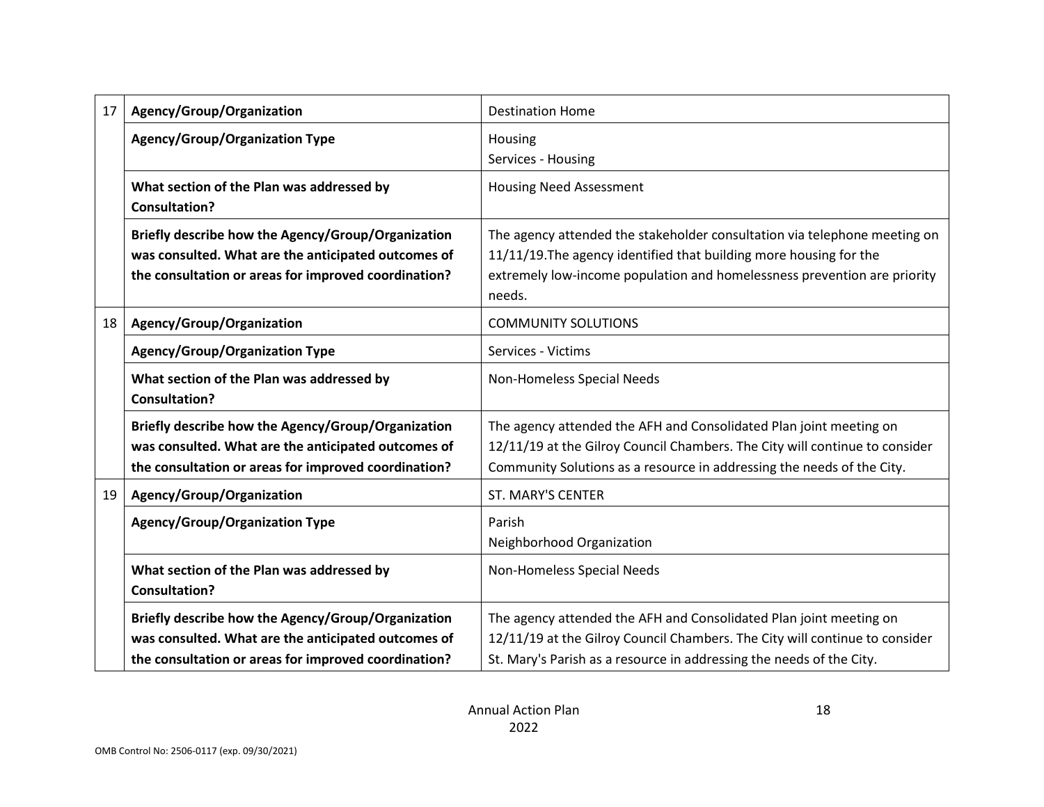| | | |
|---|---|---|
| 17 | **Agency/Group/Organization** | Destination Home |
| | **Agency/Group/Organization Type** | Housing<br>Services - Housing |
| | **What section of the Plan was addressed by Consultation?** | Housing Need Assessment |
| | **Briefly describe how the Agency/Group/Organization was consulted. What are the anticipated outcomes of the consultation or areas for improved coordination?** | The agency attended the stakeholder consultation via telephone meeting on 11/11/19.The agency identified that building more housing for the extremely low-income population and homelessness prevention are priority needs. |
| 18 | **Agency/Group/Organization** | COMMUNITY SOLUTIONS |
| | **Agency/Group/Organization Type** | Services - Victims |
| | **What section of the Plan was addressed by Consultation?** | Non-Homeless Special Needs |
| | **Briefly describe how the Agency/Group/Organization was consulted. What are the anticipated outcomes of the consultation or areas for improved coordination?** | The agency attended the AFH and Consolidated Plan joint meeting on 12/11/19 at the Gilroy Council Chambers. The City will continue to consider Community Solutions as a resource in addressing the needs of the City. |
| 19 | **Agency/Group/Organization** | ST. MARY'S CENTER |
| | **Agency/Group/Organization Type** | Parish<br>Neighborhood Organization |
| | **What section of the Plan was addressed by Consultation?** | Non-Homeless Special Needs |
| | **Briefly describe how the Agency/Group/Organization was consulted. What are the anticipated outcomes of the consultation or areas for improved coordination?** | The agency attended the AFH and Consolidated Plan joint meeting on 12/11/19 at the Gilroy Council Chambers. The City will continue to consider St. Mary's Parish as a resource in addressing the needs of the City. |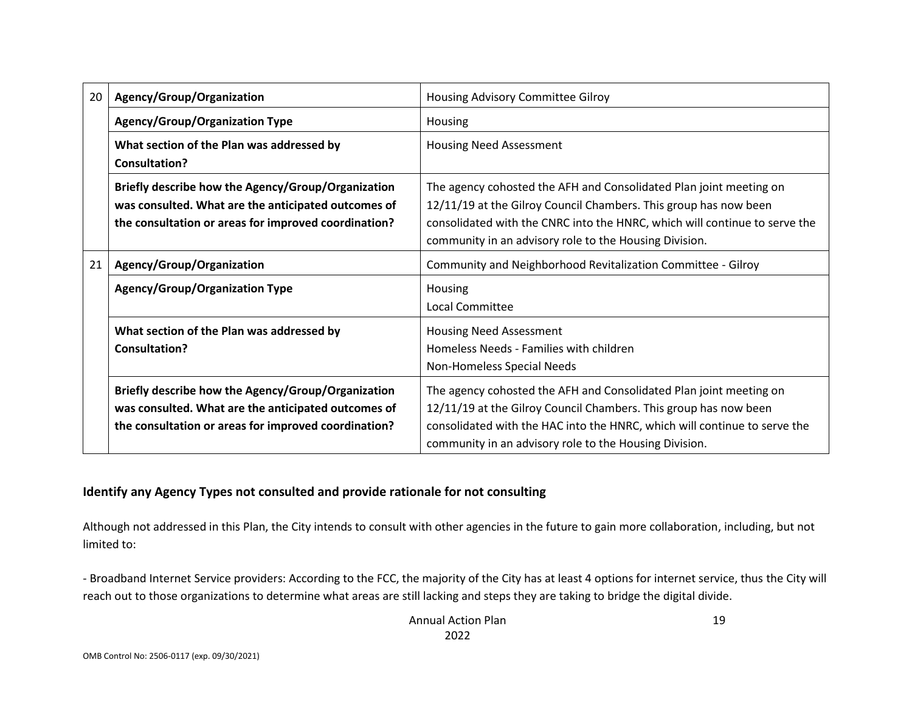| | | |
|---|---|---|
| 20 | **Agency/Group/Organization** | Housing Advisory Committee Gilroy |
| | **Agency/Group/Organization Type** | Housing |
| | **What section of the Plan was addressed by Consultation?** | Housing Need Assessment |
| | **Briefly describe how the Agency/Group/Organization was consulted. What are the anticipated outcomes of the consultation or areas for improved coordination?** | The agency cohosted the AFH and Consolidated Plan joint meeting on 12/11/19 at the Gilroy Council Chambers. This group has now been consolidated with the CNRC into the HNRC, which will continue to serve the community in an advisory role to the Housing Division. |
| 21 | **Agency/Group/Organization** | Community and Neighborhood Revitalization Committee - Gilroy |
| | **Agency/Group/Organization Type** | Housing<br>Local Committee |
| | **What section of the Plan was addressed by Consultation?** | Housing Need Assessment<br>Homeless Needs - Families with children<br>Non-Homeless Special Needs |
| | **Briefly describe how the Agency/Group/Organization was consulted. What are the anticipated outcomes of the consultation or areas for improved coordination?** | The agency cohosted the AFH and Consolidated Plan joint meeting on 12/11/19 at the Gilroy Council Chambers. This group has now been consolidated with the HAC into the HNRC, which will continue to serve the community in an advisory role to the Housing Division. |

### Identify any Agency Types not consulted and provide rationale for not consulting

Although not addressed in this Plan, the City intends to consult with other agencies in the future to gain more collaboration, including, but not limited to:

- Broadband Internet Service providers: According to the FCC, the majority of the City has at least 4 options for internet service, thus the City will reach out to those organizations to determine what areas are still lacking and steps they are taking to bridge the digital divide.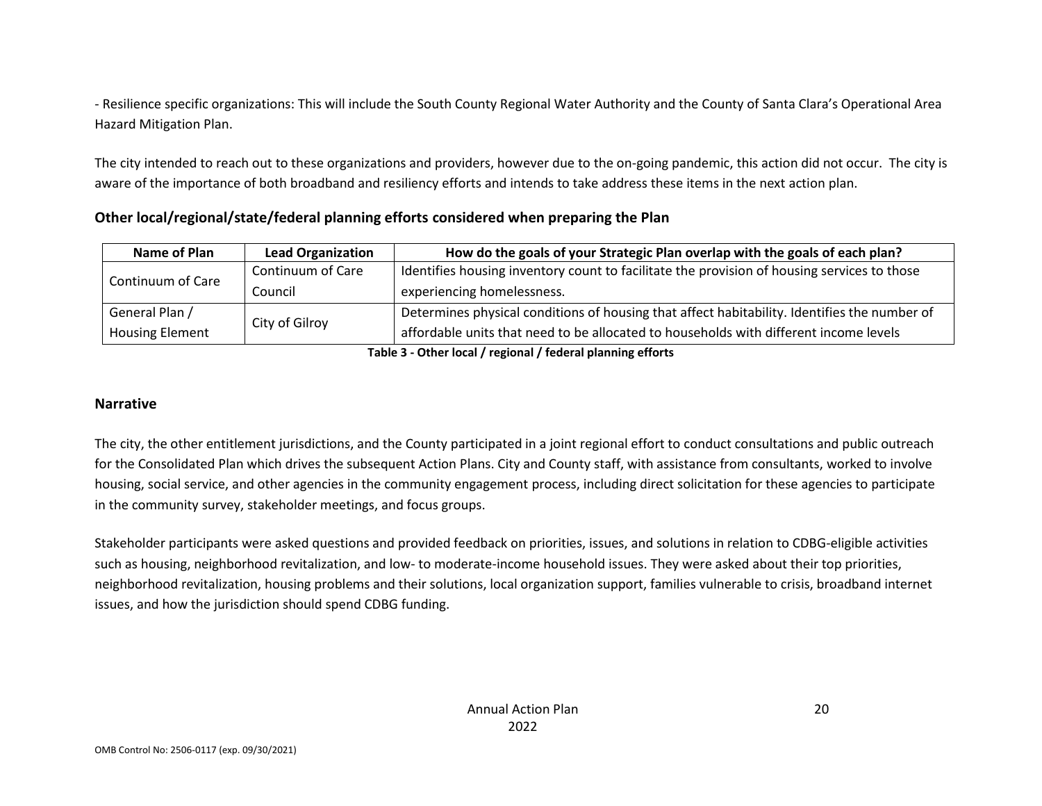- Resilience specific organizations: This will include the South County Regional Water Authority and the County of Santa Clara's Operational Area Hazard Mitigation Plan.

The city intended to reach out to these organizations and providers, however due to the on-going pandemic, this action did not occur. The city is aware of the importance of both broadband and resiliency efforts and intends to take address these items in the next action plan.

### Other local/regional/state/federal planning efforts considered when preparing the Plan

| Name of Plan | Lead Organization | How do the goals of your Strategic Plan overlap with the goals of each plan? |
|---|---|---|
| Continuum of Care | Continuum of Care Council | Identifies housing inventory count to facilitate the provision of housing services to those experiencing homelessness. |
| General Plan / Housing Element | City of Gilroy | Determines physical conditions of housing that affect habitability. Identifies the number of affordable units that need to be allocated to households with different income levels |

**Table 3 - Other local / regional / federal planning efforts**

## Narrative

The city, the other entitlement jurisdictions, and the County participated in a joint regional effort to conduct consultations and public outreach for the Consolidated Plan which drives the subsequent Action Plans. City and County staff, with assistance from consultants, worked to involve housing, social service, and other agencies in the community engagement process, including direct solicitation for these agencies to participate in the community survey, stakeholder meetings, and focus groups.

Stakeholder participants were asked questions and provided feedback on priorities, issues, and solutions in relation to CDBG-eligible activities such as housing, neighborhood revitalization, and low- to moderate-income household issues. They were asked about their top priorities, neighborhood revitalization, housing problems and their solutions, local organization support, families vulnerable to crisis, broadband internet issues, and how the jurisdiction should spend CDBG funding.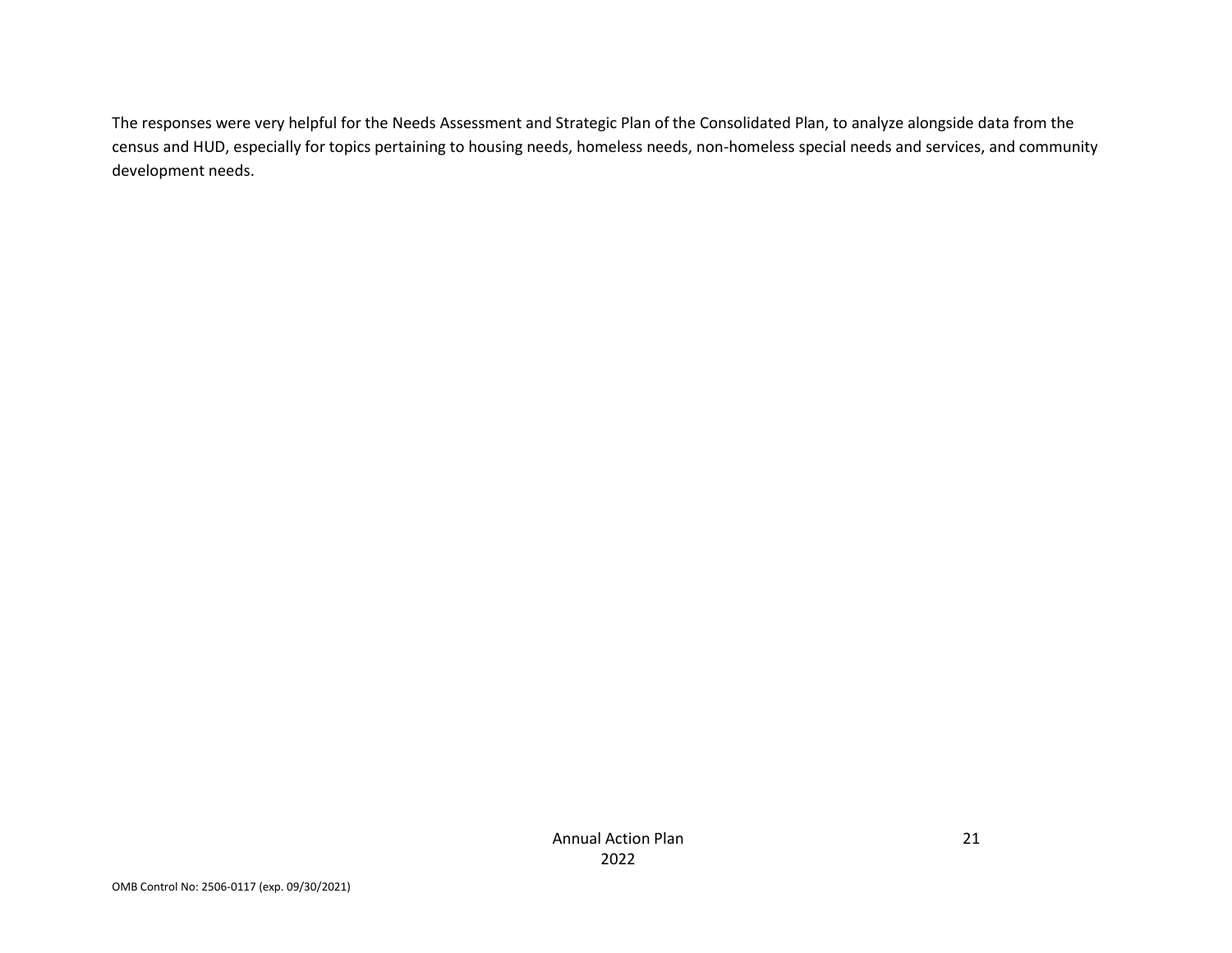The responses were very helpful for the Needs Assessment and Strategic Plan of the Consolidated Plan, to analyze alongside data from the census and HUD, especially for topics pertaining to housing needs, homeless needs, non-homeless special needs and services, and community development needs.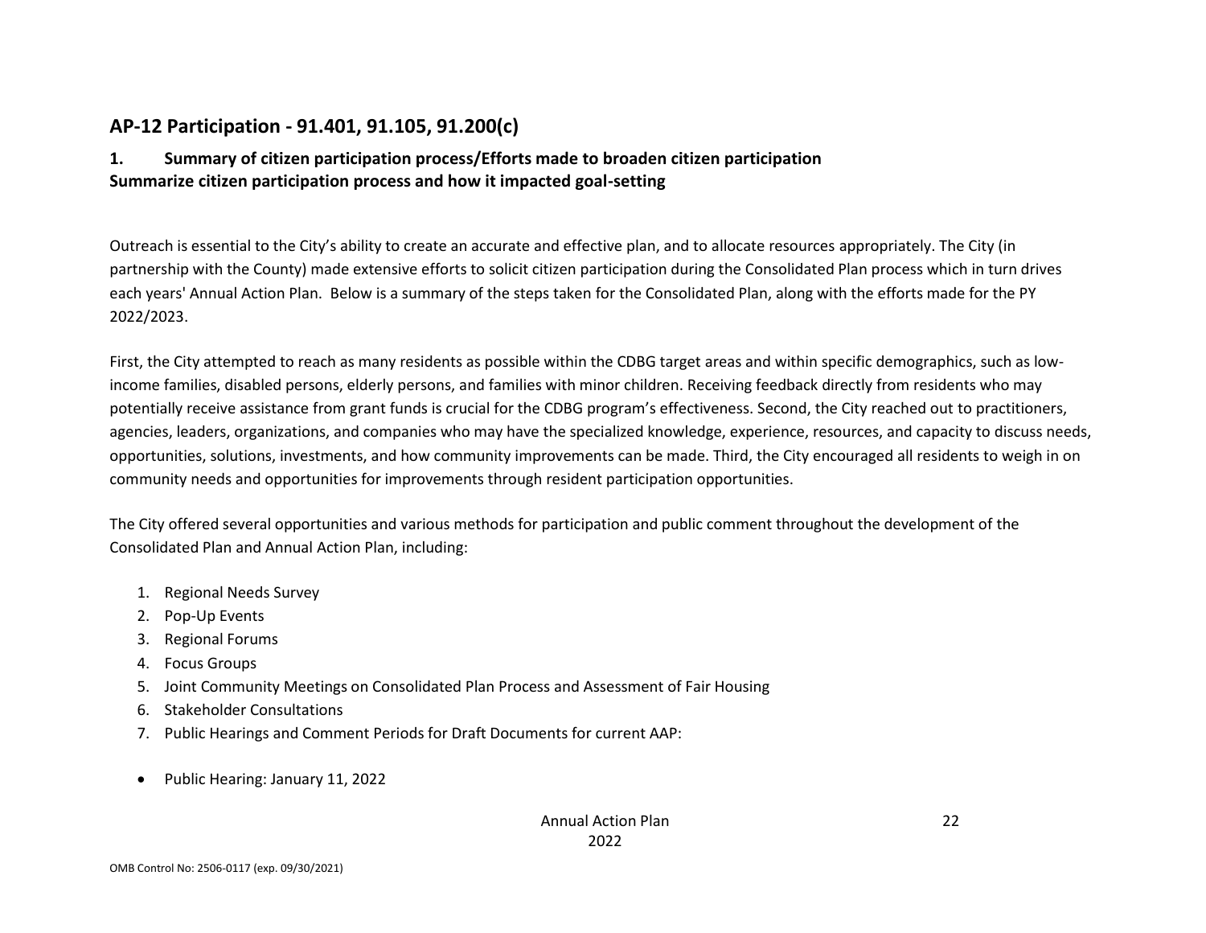## AP-12 Participation - 91.401, 91.105, 91.200(c)

### 1. Summary of citizen participation process/Efforts made to broaden citizen participation Summarize citizen participation process and how it impacted goal-setting

Outreach is essential to the City's ability to create an accurate and effective plan, and to allocate resources appropriately. The City (in partnership with the County) made extensive efforts to solicit citizen participation during the Consolidated Plan process which in turn drives each years' Annual Action Plan. Below is a summary of the steps taken for the Consolidated Plan, along with the efforts made for the PY 2022/2023.

First, the City attempted to reach as many residents as possible within the CDBG target areas and within specific demographics, such as low-income families, disabled persons, elderly persons, and families with minor children. Receiving feedback directly from residents who may potentially receive assistance from grant funds is crucial for the CDBG program's effectiveness. Second, the City reached out to practitioners, agencies, leaders, organizations, and companies who may have the specialized knowledge, experience, resources, and capacity to discuss needs, opportunities, solutions, investments, and how community improvements can be made. Third, the City encouraged all residents to weigh in on community needs and opportunities for improvements through resident participation opportunities.

The City offered several opportunities and various methods for participation and public comment throughout the development of the Consolidated Plan and Annual Action Plan, including:

1. Regional Needs Survey
2. Pop-Up Events
3. Regional Forums
4. Focus Groups
5. Joint Community Meetings on Consolidated Plan Process and Assessment of Fair Housing
6. Stakeholder Consultations
7. Public Hearings and Comment Periods for Draft Documents for current AAP:

- Public Hearing: January 11, 2022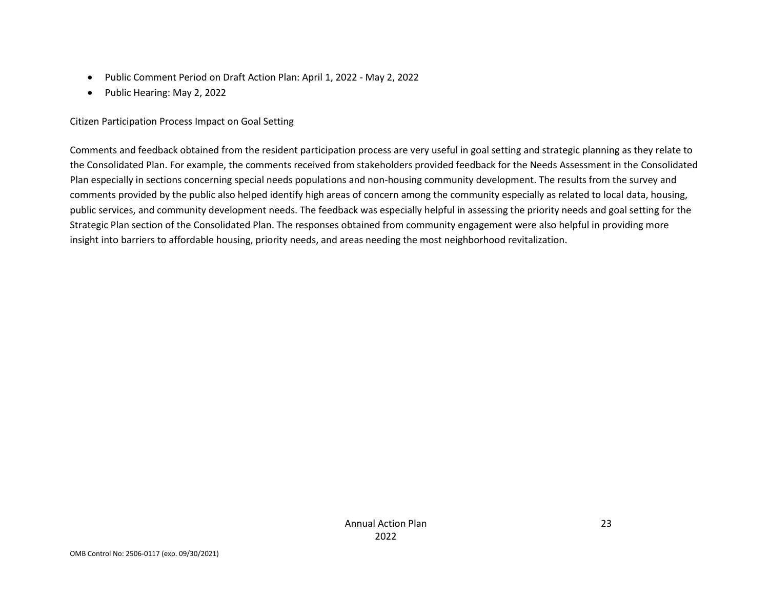- Public Comment Period on Draft Action Plan: April 1, 2022 - May 2, 2022
- Public Hearing: May 2, 2022

Citizen Participation Process Impact on Goal Setting

Comments and feedback obtained from the resident participation process are very useful in goal setting and strategic planning as they relate to the Consolidated Plan. For example, the comments received from stakeholders provided feedback for the Needs Assessment in the Consolidated Plan especially in sections concerning special needs populations and non-housing community development. The results from the survey and comments provided by the public also helped identify high areas of concern among the community especially as related to local data, housing, public services, and community development needs. The feedback was especially helpful in assessing the priority needs and goal setting for the Strategic Plan section of the Consolidated Plan. The responses obtained from community engagement were also helpful in providing more insight into barriers to affordable housing, priority needs, and areas needing the most neighborhood revitalization.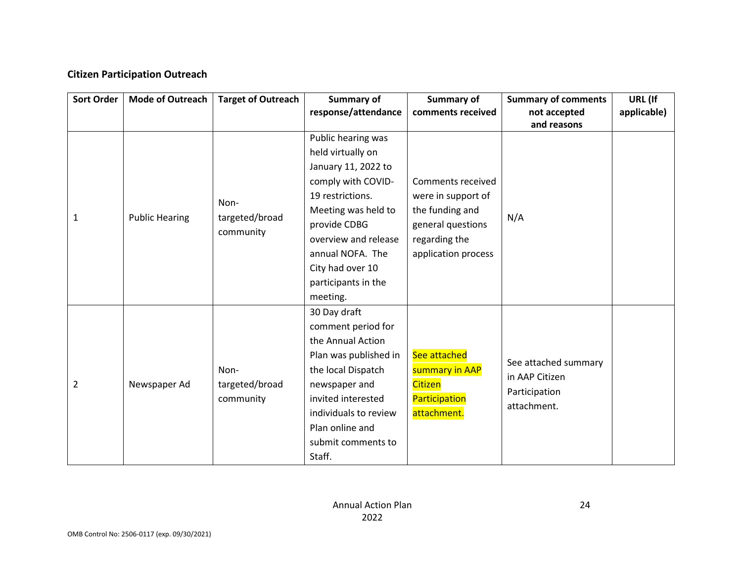**Citizen Participation Outreach**

| Sort Order | Mode of Outreach | Target of Outreach | Summary of response/attendance | Summary of comments received | Summary of comments not accepted and reasons | URL (If applicable) |
|---|---|---|---|---|---|---|
| 1 | Public Hearing | Non-targeted/broad community | Public hearing was held virtually on January 11, 2022 to comply with COVID-19 restrictions. Meeting was held to provide CDBG overview and release annual NOFA. The City had over 10 participants in the meeting. | Comments received were in support of the funding and general questions regarding the application process | N/A | |
| 2 | Newspaper Ad | Non-targeted/broad community | 30 Day draft comment period for the Annual Action Plan was published in the local Dispatch newspaper and invited interested individuals to review Plan online and submit comments to Staff. | See attached summary in AAP Citizen Participation attachment. | See attached summary in AAP Citizen Participation attachment. | |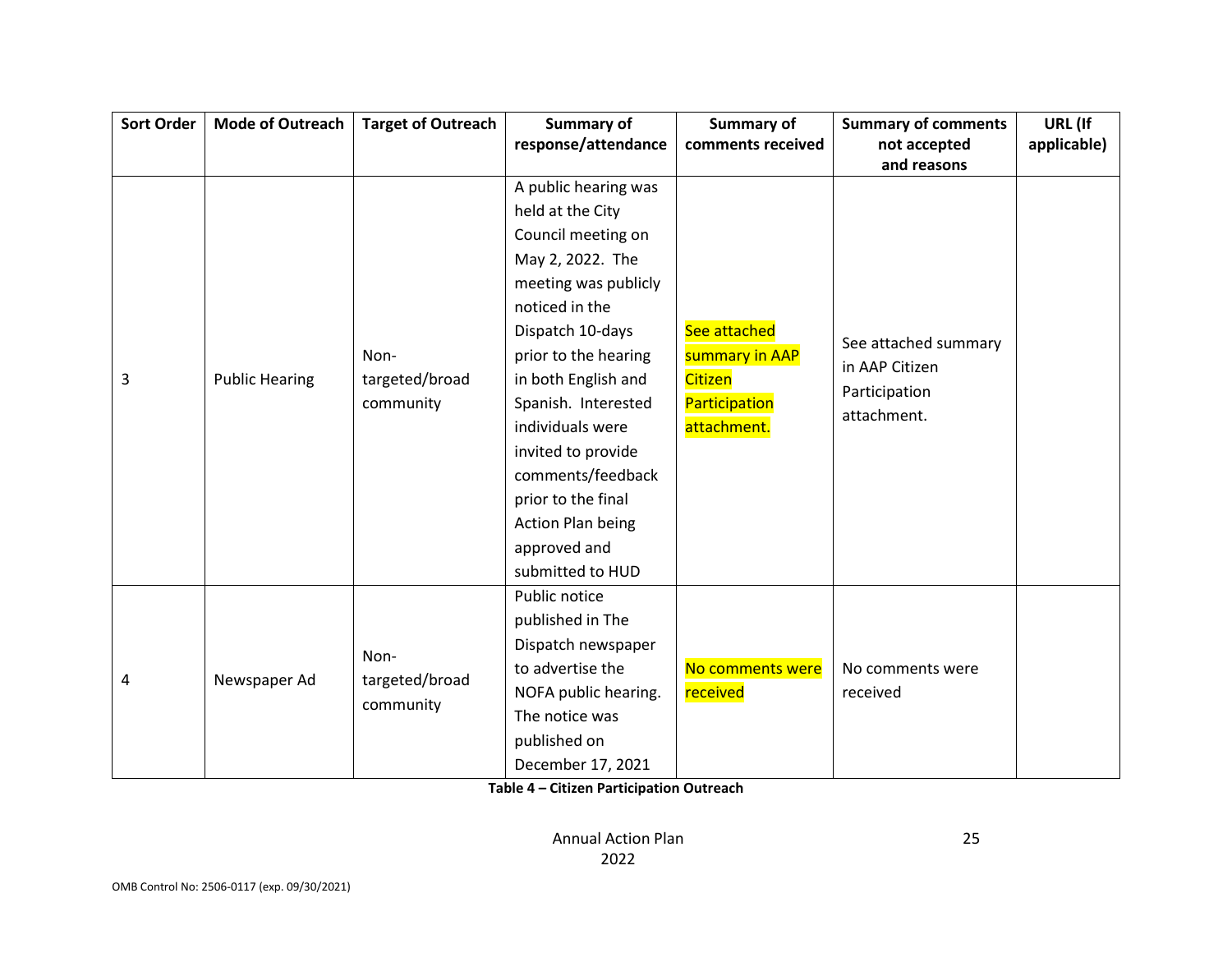| Sort Order | Mode of Outreach | Target of Outreach | Summary of response/attendance | Summary of comments received | Summary of comments not accepted and reasons | URL (If applicable) |
|---|---|---|---|---|---|---|
| 3 | Public Hearing | Non-targeted/broad community | A public hearing was held at the City Council meeting on May 2, 2022. The meeting was publicly noticed in the Dispatch 10-days prior to the hearing in both English and Spanish. Interested individuals were invited to provide comments/feedback prior to the final Action Plan being approved and submitted to HUD | See attached summary in AAP Citizen Participation attachment. | See attached summary in AAP Citizen Participation attachment. | |
| 4 | Newspaper Ad | Non-targeted/broad community | Public notice published in The Dispatch newspaper to advertise the NOFA public hearing. The notice was published on December 17, 2021 | No comments were received | No comments were received | |

**Table 4 – Citizen Participation Outreach**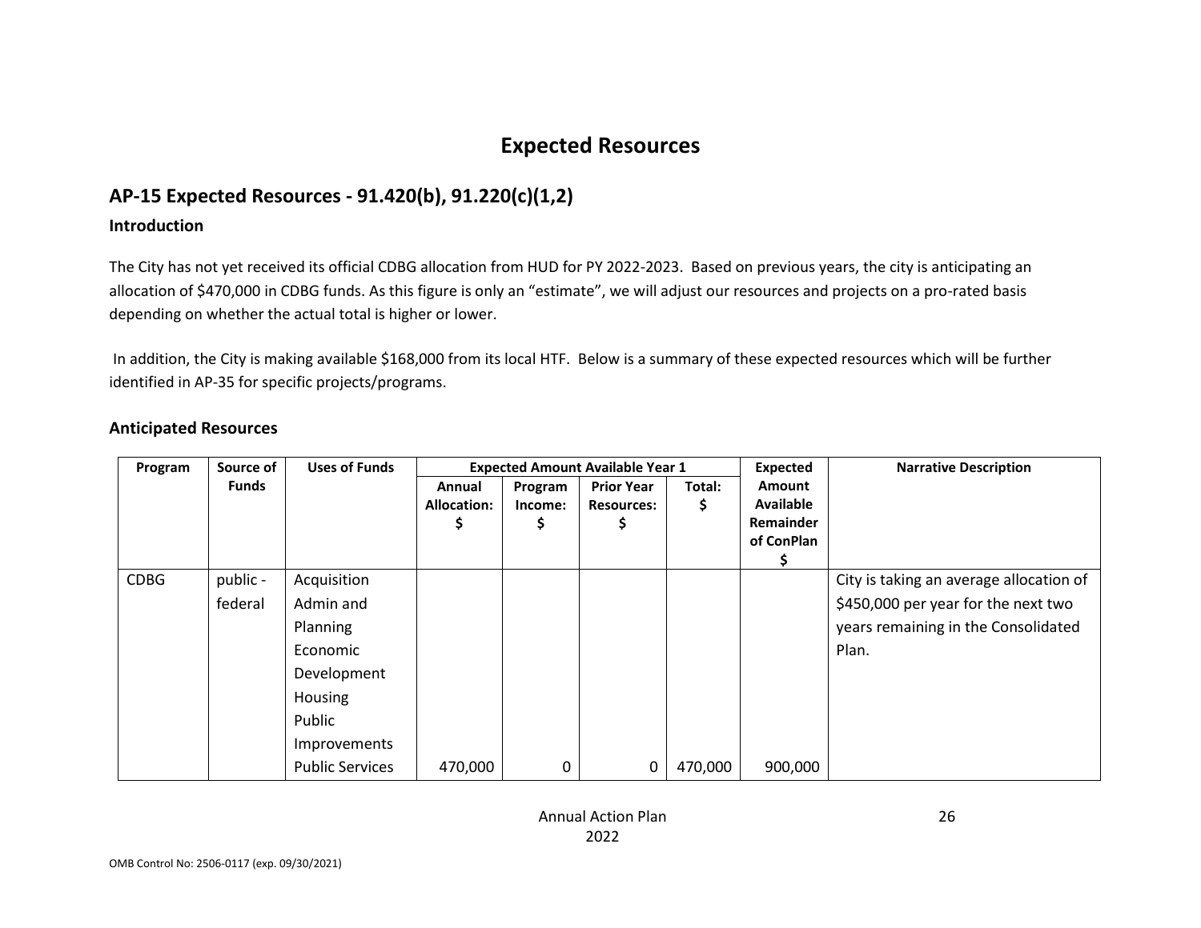# Expected Resources

## AP-15 Expected Resources - 91.420(b), 91.220(c)(1,2)

### Introduction

The City has not yet received its official CDBG allocation from HUD for PY 2022-2023. Based on previous years, the city is anticipating an allocation of $470,000 in CDBG funds. As this figure is only an "estimate", we will adjust our resources and projects on a pro-rated basis depending on whether the actual total is higher or lower.

In addition, the City is making available $168,000 from its local HTF. Below is a summary of these expected resources which will be further identified in AP-35 for specific projects/programs.

### Anticipated Resources

| Program | Source of Funds | Uses of Funds | Expected Amount Available Year 1 | | | | Expected Amount Available Remainder of ConPlan $ | Narrative Description |
|---|---|---|---|---|---|---|---|---|
| | | | Annual Allocation: $ | Program Income: $ | Prior Year Resources: $ | Total: $ | | |
| CDBG | public - federal | Acquisition<br>Admin and Planning<br>Economic Development<br>Housing<br>Public Improvements<br>Public Services | 470,000 | 0 | 0 | 470,000 | 900,000 | City is taking an average allocation of $450,000 per year for the next two years remaining in the Consolidated Plan. |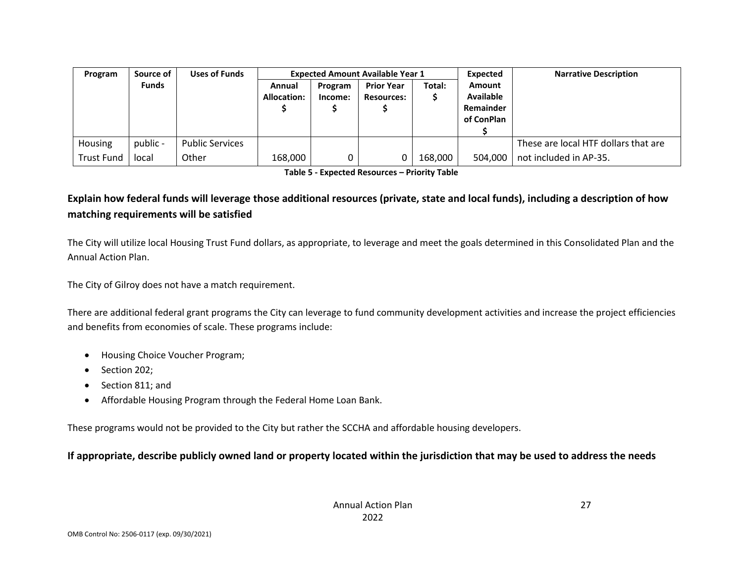| Program | Source of Funds | Uses of Funds | Expected Amount Available Year 1 | | | | Expected Amount Available Remainder of ConPlan $ | Narrative Description |
|---|---|---|---|---|---|---|---|---|
| | | | Annual Allocation: $ | Program Income: $ | Prior Year Resources: $ | Total: $ | | |
| Housing Trust Fund | public - local | Public Services Other | 168,000 | 0 | 0 | 168,000 | 504,000 | These are local HTF dollars that are not included in AP-35. |

**Table 5 - Expected Resources – Priority Table**

**Explain how federal funds will leverage those additional resources (private, state and local funds), including a description of how matching requirements will be satisfied**

The City will utilize local Housing Trust Fund dollars, as appropriate, to leverage and meet the goals determined in this Consolidated Plan and the Annual Action Plan.

The City of Gilroy does not have a match requirement.

There are additional federal grant programs the City can leverage to fund community development activities and increase the project efficiencies and benefits from economies of scale. These programs include:

- Housing Choice Voucher Program;
- Section 202;
- Section 811; and
- Affordable Housing Program through the Federal Home Loan Bank.

These programs would not be provided to the City but rather the SCCHA and affordable housing developers.

**If appropriate, describe publicly owned land or property located within the jurisdiction that may be used to address the needs**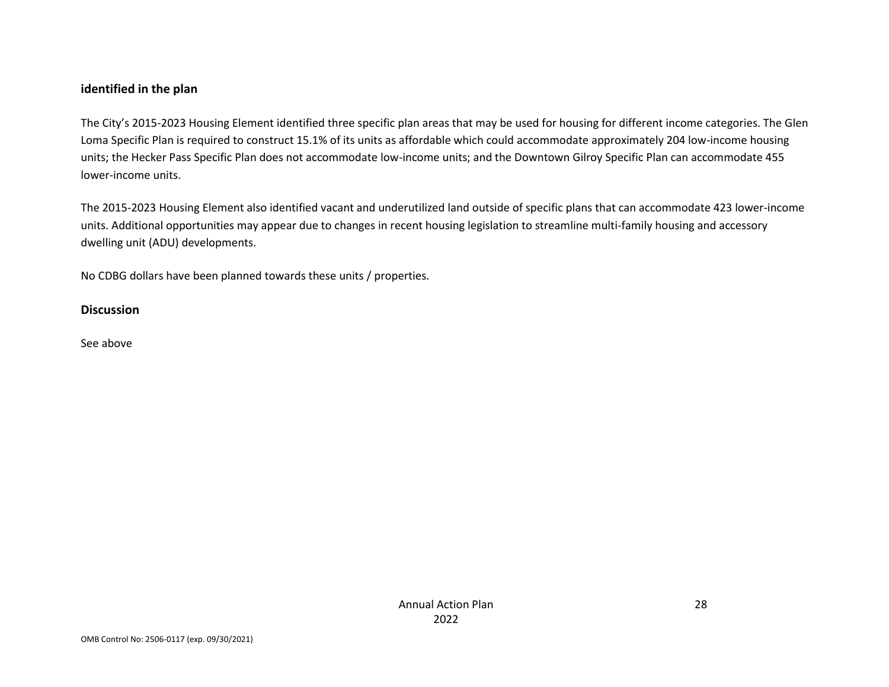**identified in the plan**

The City's 2015-2023 Housing Element identified three specific plan areas that may be used for housing for different income categories. The Glen Loma Specific Plan is required to construct 15.1% of its units as affordable which could accommodate approximately 204 low-income housing units; the Hecker Pass Specific Plan does not accommodate low-income units; and the Downtown Gilroy Specific Plan can accommodate 455 lower-income units.

The 2015-2023 Housing Element also identified vacant and underutilized land outside of specific plans that can accommodate 423 lower-income units. Additional opportunities may appear due to changes in recent housing legislation to streamline multi-family housing and accessory dwelling unit (ADU) developments.

No CDBG dollars have been planned towards these units / properties.

**Discussion**

See above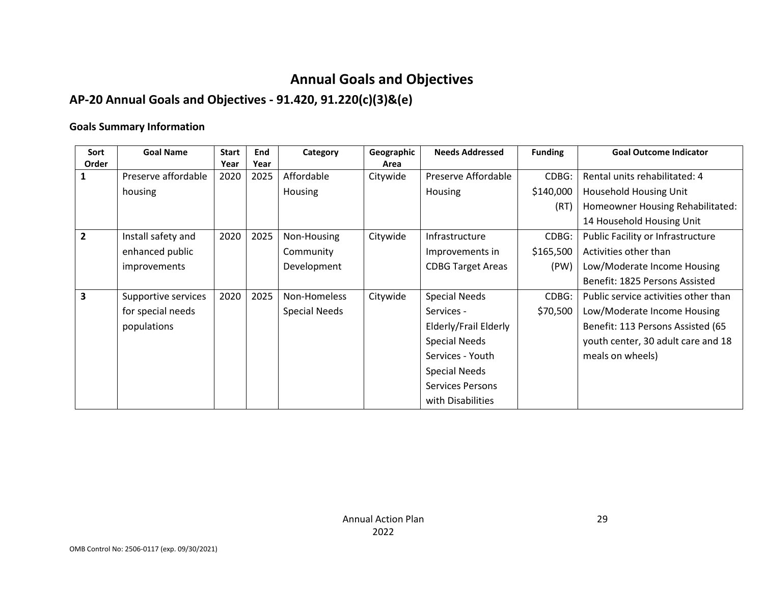# Annual Goals and Objectives

## AP-20 Annual Goals and Objectives - 91.420, 91.220(c)(3)&(e)

### Goals Summary Information

| Sort Order | Goal Name | Start Year | End Year | Category | Geographic Area | Needs Addressed | Funding | Goal Outcome Indicator |
|---|---|---|---|---|---|---|---|---|
| 1 | Preserve affordable housing | 2020 | 2025 | Affordable Housing | Citywide | Preserve Affordable Housing | CDBG: $140,000 (RT) | Rental units rehabilitated: 4 Household Housing Unit Homeowner Housing Rehabilitated: 14 Household Housing Unit |
| 2 | Install safety and enhanced public improvements | 2020 | 2025 | Non-Housing Community Development | Citywide | Infrastructure Improvements in CDBG Target Areas | CDBG: $165,500 (PW) | Public Facility or Infrastructure Activities other than Low/Moderate Income Housing Benefit: 1825 Persons Assisted |
| 3 | Supportive services for special needs populations | 2020 | 2025 | Non-Homeless Special Needs | Citywide | Special Needs Services - Elderly/Frail Elderly Special Needs Services - Youth Special Needs Services Persons with Disabilities | CDBG: $70,500 | Public service activities other than Low/Moderate Income Housing Benefit: 113 Persons Assisted (65 youth center, 30 adult care and 18 meals on wheels) |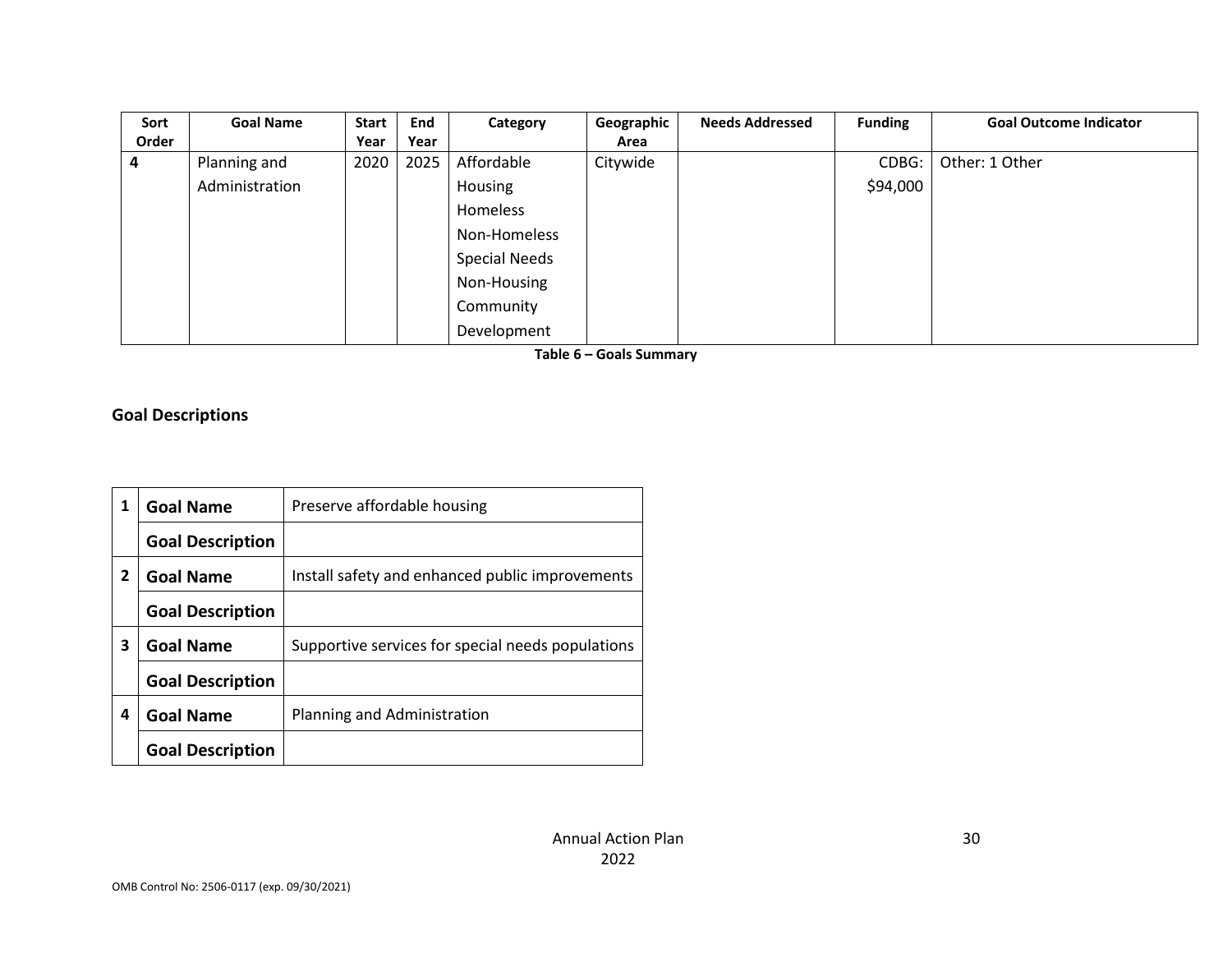| Sort Order | Goal Name | Start Year | End Year | Category | Geographic Area | Needs Addressed | Funding | Goal Outcome Indicator |
|---|---|---|---|---|---|---|---|---|
| 4 | Planning and Administration | 2020 | 2025 | Affordable Housing Homeless Non-Homeless Special Needs Non-Housing Community Development | Citywide | | CDBG: $94,000 | Other: 1 Other |

Table 6 – Goals Summary

## Goal Descriptions

| | | |
|---|---|---|
| 1 | **Goal Name** | Preserve affordable housing |
| | **Goal Description** | |
| 2 | **Goal Name** | Install safety and enhanced public improvements |
| | **Goal Description** | |
| 3 | **Goal Name** | Supportive services for special needs populations |
| | **Goal Description** | |
| 4 | **Goal Name** | Planning and Administration |
| | **Goal Description** | |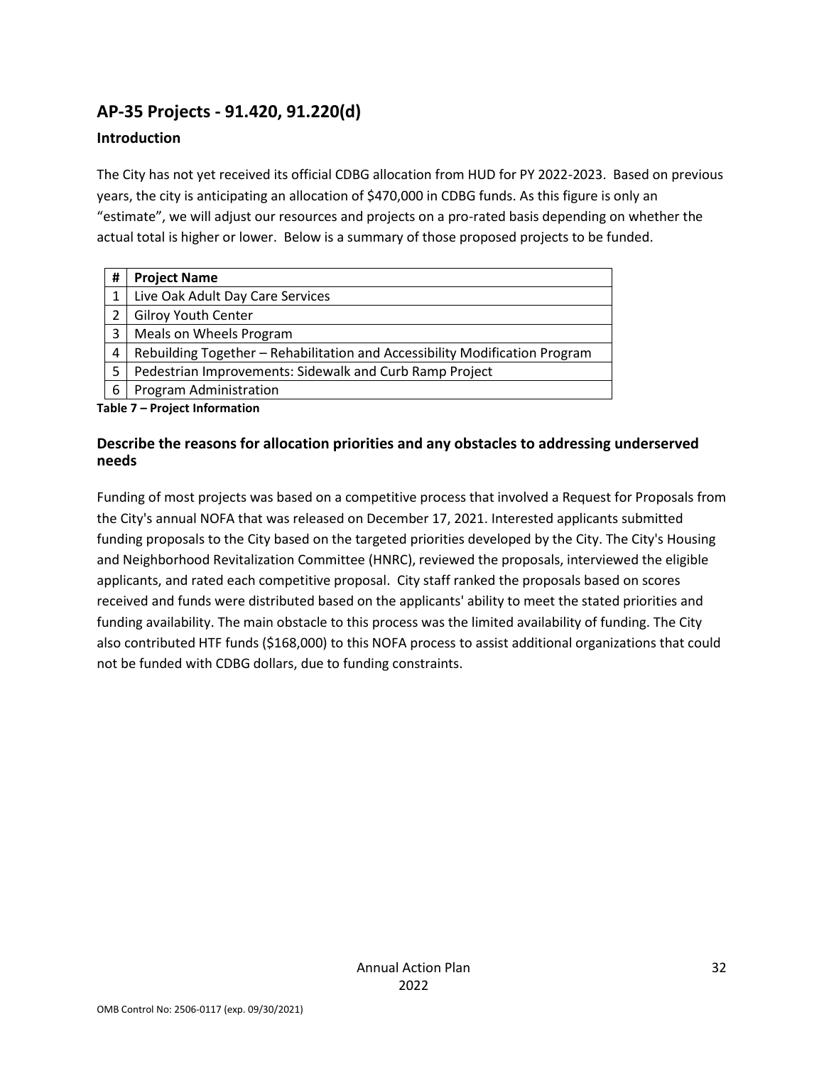## AP-35 Projects - 91.420, 91.220(d)

### Introduction

The City has not yet received its official CDBG allocation from HUD for PY 2022-2023. Based on previous years, the city is anticipating an allocation of $470,000 in CDBG funds. As this figure is only an "estimate", we will adjust our resources and projects on a pro-rated basis depending on whether the actual total is higher or lower. Below is a summary of those proposed projects to be funded.

| # | Project Name |
|---|---|
| 1 | Live Oak Adult Day Care Services |
| 2 | Gilroy Youth Center |
| 3 | Meals on Wheels Program |
| 4 | Rebuilding Together – Rehabilitation and Accessibility Modification Program |
| 5 | Pedestrian Improvements: Sidewalk and Curb Ramp Project |
| 6 | Program Administration |

**Table 7 – Project Information**

### Describe the reasons for allocation priorities and any obstacles to addressing underserved needs

Funding of most projects was based on a competitive process that involved a Request for Proposals from the City's annual NOFA that was released on December 17, 2021. Interested applicants submitted funding proposals to the City based on the targeted priorities developed by the City. The City's Housing and Neighborhood Revitalization Committee (HNRC), reviewed the proposals, interviewed the eligible applicants, and rated each competitive proposal. City staff ranked the proposals based on scores received and funds were distributed based on the applicants' ability to meet the stated priorities and funding availability. The main obstacle to this process was the limited availability of funding. The City also contributed HTF funds ($168,000) to this NOFA process to assist additional organizations that could not be funded with CDBG dollars, due to funding constraints.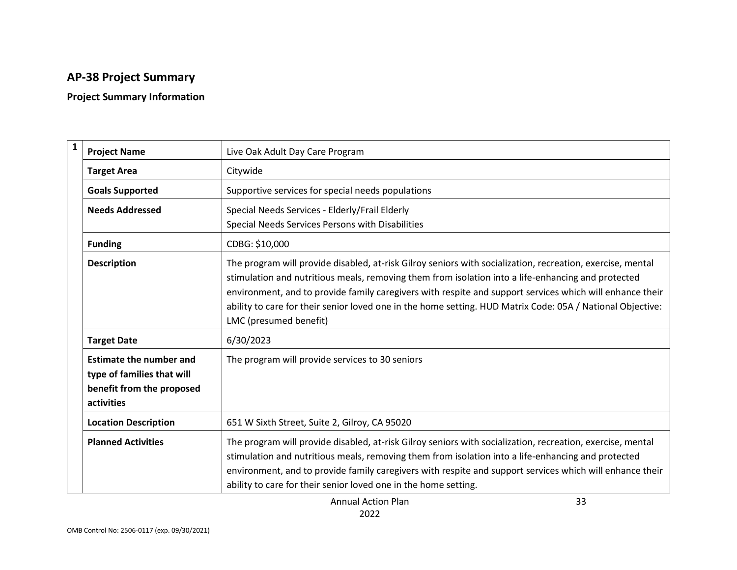## AP-38 Project Summary

### Project Summary Information

| 1 | | |
|---|---|---|
| | **Project Name** | Live Oak Adult Day Care Program |
| | **Target Area** | Citywide |
| | **Goals Supported** | Supportive services for special needs populations |
| | **Needs Addressed** | Special Needs Services - Elderly/Frail Elderly<br>Special Needs Services Persons with Disabilities |
| | **Funding** | CDBG: $10,000 |
| | **Description** | The program will provide disabled, at-risk Gilroy seniors with socialization, recreation, exercise, mental stimulation and nutritious meals, removing them from isolation into a life-enhancing and protected environment, and to provide family caregivers with respite and support services which will enhance their ability to care for their senior loved one in the home setting. HUD Matrix Code: 05A / National Objective: LMC (presumed benefit) |
| | **Target Date** | 6/30/2023 |
| | **Estimate the number and type of families that will benefit from the proposed activities** | The program will provide services to 30 seniors |
| | **Location Description** | 651 W Sixth Street, Suite 2, Gilroy, CA 95020 |
| | **Planned Activities** | The program will provide disabled, at-risk Gilroy seniors with socialization, recreation, exercise, mental stimulation and nutritious meals, removing them from isolation into a life-enhancing and protected environment, and to provide family caregivers with respite and support services which will enhance their ability to care for their senior loved one in the home setting. |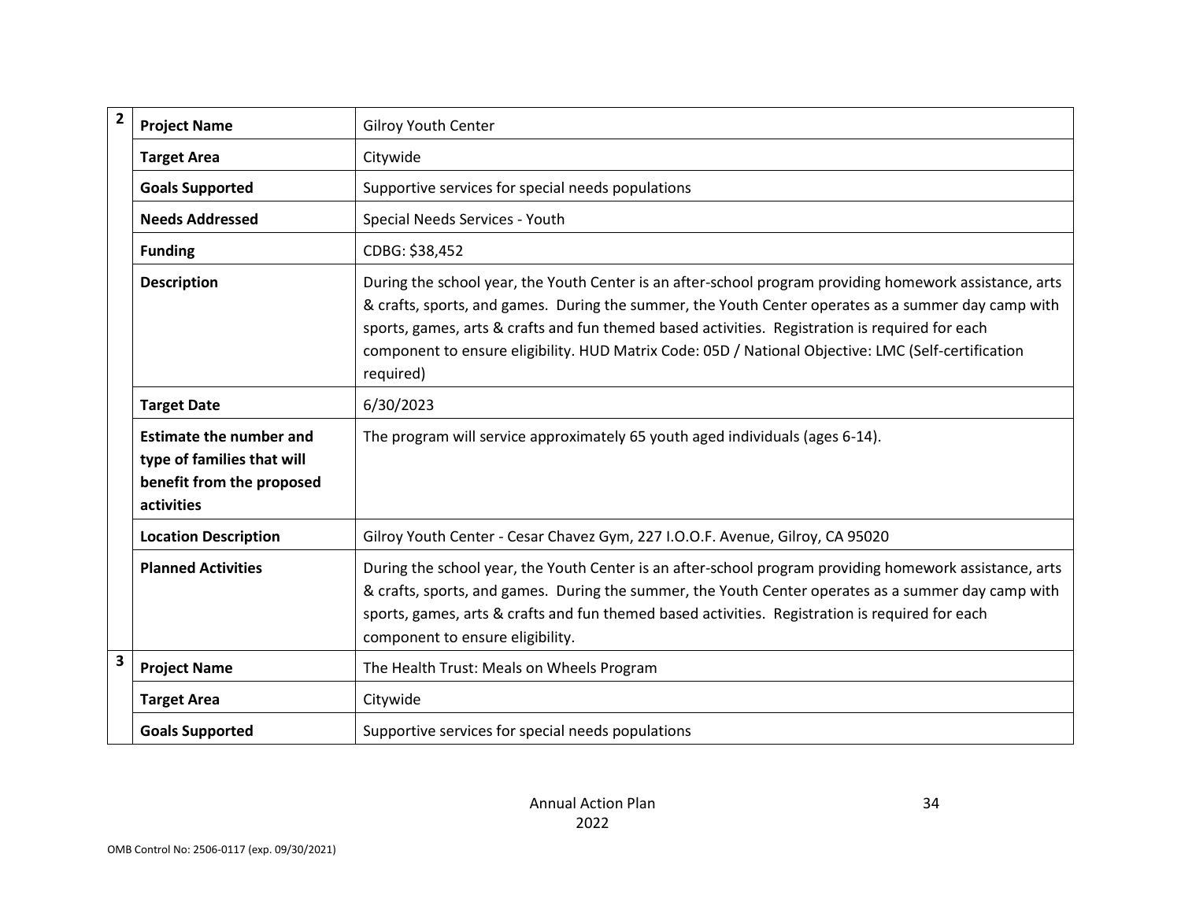| | | |
|---|---|---|
| 2 | **Project Name** | Gilroy Youth Center |
| | **Target Area** | Citywide |
| | **Goals Supported** | Supportive services for special needs populations |
| | **Needs Addressed** | Special Needs Services - Youth |
| | **Funding** | CDBG: $38,452 |
| | **Description** | During the school year, the Youth Center is an after-school program providing homework assistance, arts & crafts, sports, and games. During the summer, the Youth Center operates as a summer day camp with sports, games, arts & crafts and fun themed based activities. Registration is required for each component to ensure eligibility. HUD Matrix Code: 05D / National Objective: LMC (Self-certification required) |
| | **Target Date** | 6/30/2023 |
| | **Estimate the number and type of families that will benefit from the proposed activities** | The program will service approximately 65 youth aged individuals (ages 6-14). |
| | **Location Description** | Gilroy Youth Center - Cesar Chavez Gym, 227 I.O.O.F. Avenue, Gilroy, CA 95020 |
| | **Planned Activities** | During the school year, the Youth Center is an after-school program providing homework assistance, arts & crafts, sports, and games. During the summer, the Youth Center operates as a summer day camp with sports, games, arts & crafts and fun themed based activities. Registration is required for each component to ensure eligibility. |
| 3 | **Project Name** | The Health Trust: Meals on Wheels Program |
| | **Target Area** | Citywide |
| | **Goals Supported** | Supportive services for special needs populations |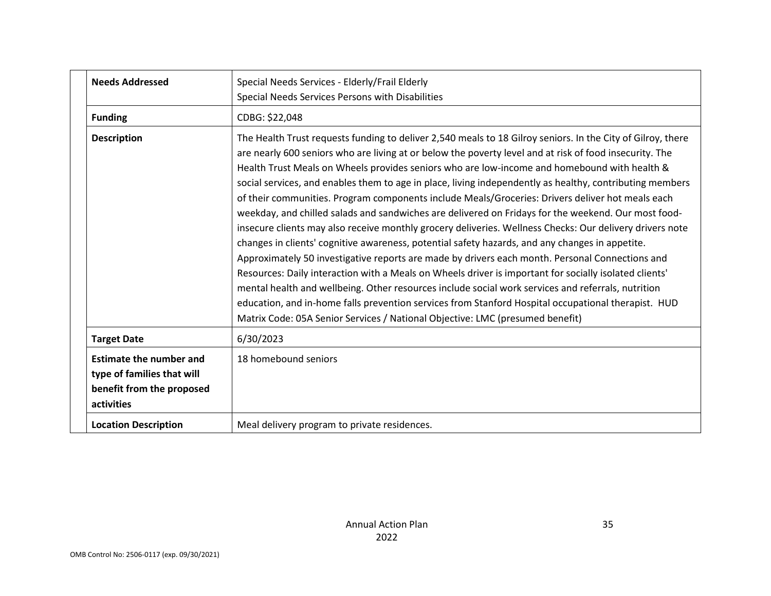| | |
|---|---|
| **Needs Addressed** | Special Needs Services - Elderly/Frail Elderly<br>Special Needs Services Persons with Disabilities |
| **Funding** | CDBG: $22,048 |
| **Description** | The Health Trust requests funding to deliver 2,540 meals to 18 Gilroy seniors. In the City of Gilroy, there are nearly 600 seniors who are living at or below the poverty level and at risk of food insecurity. The Health Trust Meals on Wheels provides seniors who are low-income and homebound with health & social services, and enables them to age in place, living independently as healthy, contributing members of their communities. Program components include Meals/Groceries: Drivers deliver hot meals each weekday, and chilled salads and sandwiches are delivered on Fridays for the weekend. Our most food-insecure clients may also receive monthly grocery deliveries. Wellness Checks: Our delivery drivers note changes in clients' cognitive awareness, potential safety hazards, and any changes in appetite. Approximately 50 investigative reports are made by drivers each month. Personal Connections and Resources: Daily interaction with a Meals on Wheels driver is important for socially isolated clients' mental health and wellbeing. Other resources include social work services and referrals, nutrition education, and in-home falls prevention services from Stanford Hospital occupational therapist. HUD Matrix Code: 05A Senior Services / National Objective: LMC (presumed benefit) |
| **Target Date** | 6/30/2023 |
| **Estimate the number and type of families that will benefit from the proposed activities** | 18 homebound seniors |
| **Location Description** | Meal delivery program to private residences. |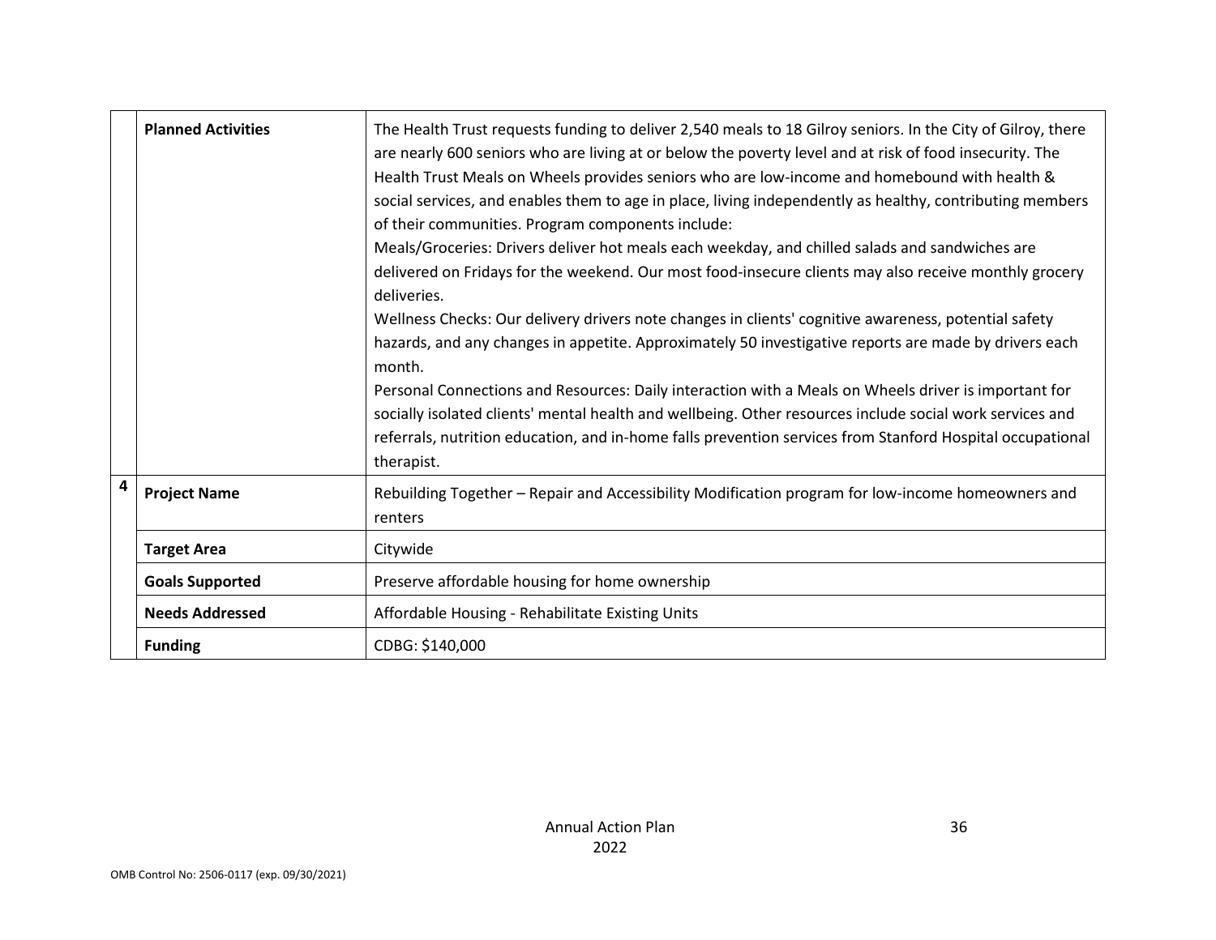| | | |
|---|---|---|
| | **Planned Activities** | The Health Trust requests funding to deliver 2,540 meals to 18 Gilroy seniors. In the City of Gilroy, there are nearly 600 seniors who are living at or below the poverty level and at risk of food insecurity. The Health Trust Meals on Wheels provides seniors who are low-income and homebound with health & social services, and enables them to age in place, living independently as healthy, contributing members of their communities. Program components include:<br>Meals/Groceries: Drivers deliver hot meals each weekday, and chilled salads and sandwiches are delivered on Fridays for the weekend. Our most food-insecure clients may also receive monthly grocery deliveries.<br>Wellness Checks: Our delivery drivers note changes in clients' cognitive awareness, potential safety hazards, and any changes in appetite. Approximately 50 investigative reports are made by drivers each month.<br>Personal Connections and Resources: Daily interaction with a Meals on Wheels driver is important for socially isolated clients' mental health and wellbeing. Other resources include social work services and referrals, nutrition education, and in-home falls prevention services from Stanford Hospital occupational therapist. |
| **4** | **Project Name** | Rebuilding Together – Repair and Accessibility Modification program for low-income homeowners and renters |
| | **Target Area** | Citywide |
| | **Goals Supported** | Preserve affordable housing for home ownership |
| | **Needs Addressed** | Affordable Housing - Rehabilitate Existing Units |
| | **Funding** | CDBG: $140,000 |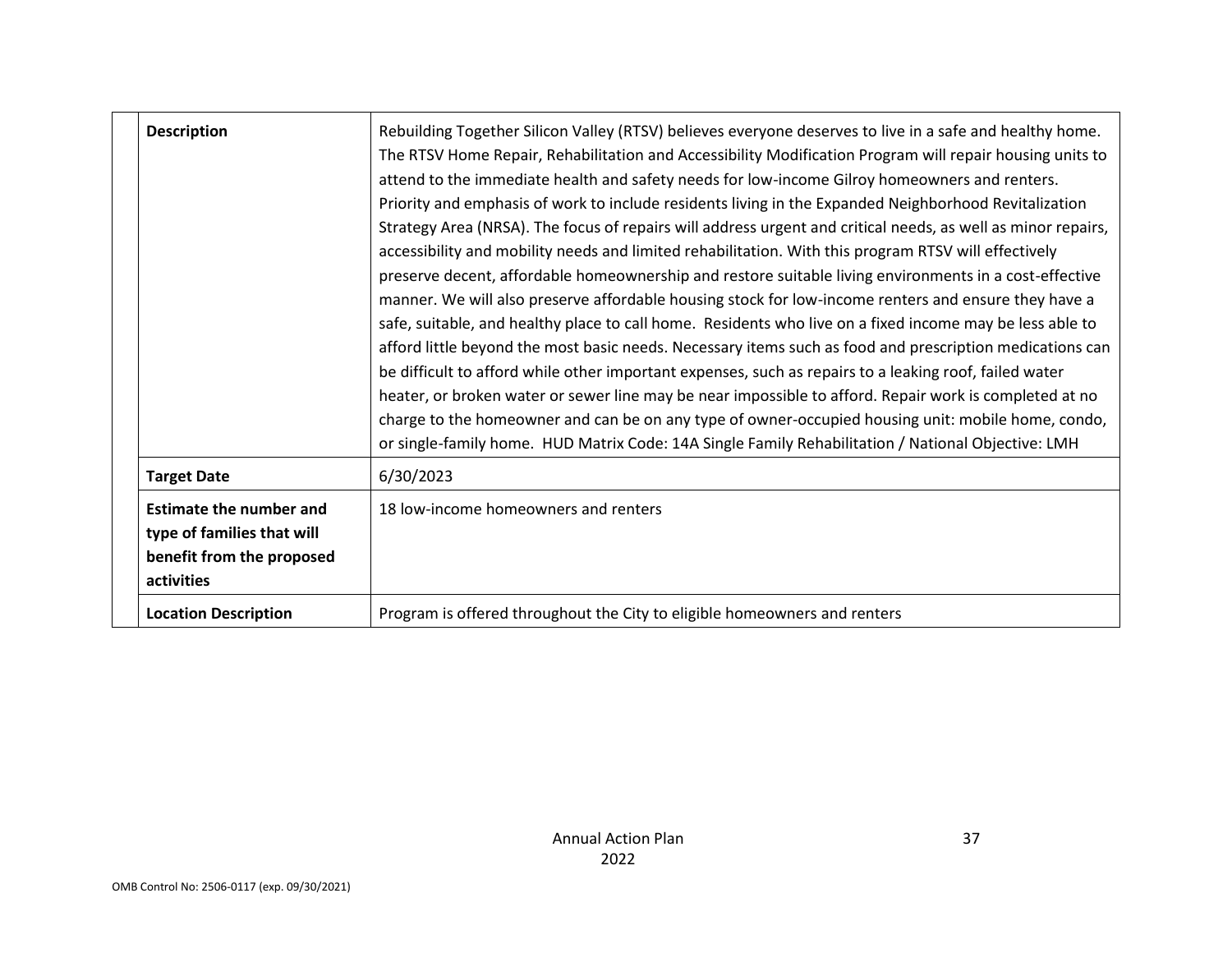| | |
|---|---|
| **Description** | Rebuilding Together Silicon Valley (RTSV) believes everyone deserves to live in a safe and healthy home. The RTSV Home Repair, Rehabilitation and Accessibility Modification Program will repair housing units to attend to the immediate health and safety needs for low-income Gilroy homeowners and renters. Priority and emphasis of work to include residents living in the Expanded Neighborhood Revitalization Strategy Area (NRSA). The focus of repairs will address urgent and critical needs, as well as minor repairs, accessibility and mobility needs and limited rehabilitation. With this program RTSV will effectively preserve decent, affordable homeownership and restore suitable living environments in a cost-effective manner. We will also preserve affordable housing stock for low-income renters and ensure they have a safe, suitable, and healthy place to call home. Residents who live on a fixed income may be less able to afford little beyond the most basic needs. Necessary items such as food and prescription medications can be difficult to afford while other important expenses, such as repairs to a leaking roof, failed water heater, or broken water or sewer line may be near impossible to afford. Repair work is completed at no charge to the homeowner and can be on any type of owner-occupied housing unit: mobile home, condo, or single-family home. HUD Matrix Code: 14A Single Family Rehabilitation / National Objective: LMH |
| **Target Date** | 6/30/2023 |
| **Estimate the number and type of families that will benefit from the proposed activities** | 18 low-income homeowners and renters |
| **Location Description** | Program is offered throughout the City to eligible homeowners and renters |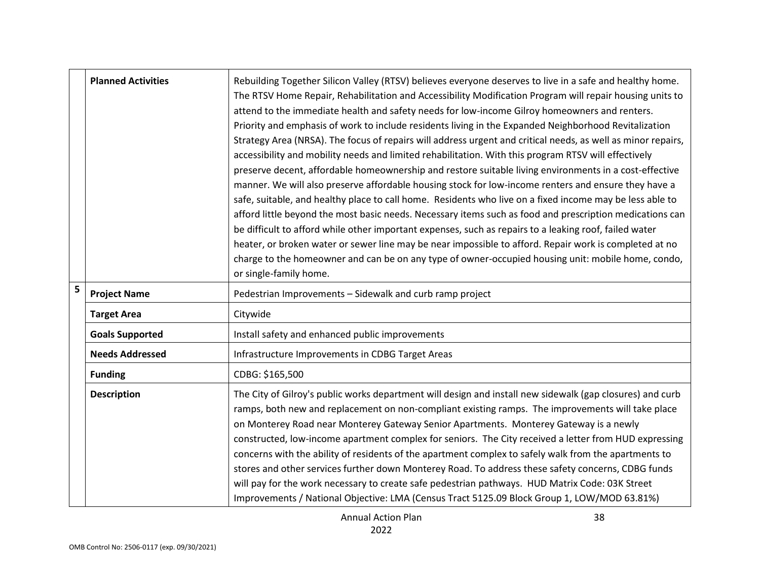| | | |
|---|---|---|
| | **Planned Activities** | Rebuilding Together Silicon Valley (RTSV) believes everyone deserves to live in a safe and healthy home. The RTSV Home Repair, Rehabilitation and Accessibility Modification Program will repair housing units to attend to the immediate health and safety needs for low-income Gilroy homeowners and renters. Priority and emphasis of work to include residents living in the Expanded Neighborhood Revitalization Strategy Area (NRSA). The focus of repairs will address urgent and critical needs, as well as minor repairs, accessibility and mobility needs and limited rehabilitation. With this program RTSV will effectively preserve decent, affordable homeownership and restore suitable living environments in a cost-effective manner. We will also preserve affordable housing stock for low-income renters and ensure they have a safe, suitable, and healthy place to call home. Residents who live on a fixed income may be less able to afford little beyond the most basic needs. Necessary items such as food and prescription medications can be difficult to afford while other important expenses, such as repairs to a leaking roof, failed water heater, or broken water or sewer line may be near impossible to afford. Repair work is completed at no charge to the homeowner and can be on any type of owner-occupied housing unit: mobile home, condo, or single-family home. |
| 5 | **Project Name** | Pedestrian Improvements – Sidewalk and curb ramp project |
| | **Target Area** | Citywide |
| | **Goals Supported** | Install safety and enhanced public improvements |
| | **Needs Addressed** | Infrastructure Improvements in CDBG Target Areas |
| | **Funding** | CDBG: $165,500 |
| | **Description** | The City of Gilroy's public works department will design and install new sidewalk (gap closures) and curb ramps, both new and replacement on non-compliant existing ramps. The improvements will take place on Monterey Road near Monterey Gateway Senior Apartments. Monterey Gateway is a newly constructed, low-income apartment complex for seniors. The City received a letter from HUD expressing concerns with the ability of residents of the apartment complex to safely walk from the apartments to stores and other services further down Monterey Road. To address these safety concerns, CDBG funds will pay for the work necessary to create safe pedestrian pathways. HUD Matrix Code: 03K Street Improvements / National Objective: LMA (Census Tract 5125.09 Block Group 1, LOW/MOD 63.81%) |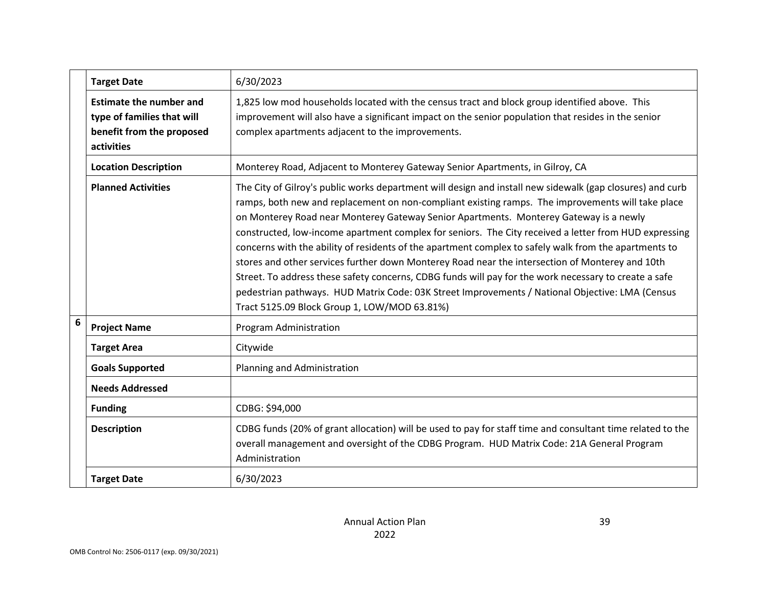| | | |
|---|---|---|
| | **Target Date** | 6/30/2023 |
| | **Estimate the number and type of families that will benefit from the proposed activities** | 1,825 low mod households located with the census tract and block group identified above. This improvement will also have a significant impact on the senior population that resides in the senior complex apartments adjacent to the improvements. |
| | **Location Description** | Monterey Road, Adjacent to Monterey Gateway Senior Apartments, in Gilroy, CA |
| | **Planned Activities** | The City of Gilroy's public works department will design and install new sidewalk (gap closures) and curb ramps, both new and replacement on non-compliant existing ramps. The improvements will take place on Monterey Road near Monterey Gateway Senior Apartments. Monterey Gateway is a newly constructed, low-income apartment complex for seniors. The City received a letter from HUD expressing concerns with the ability of residents of the apartment complex to safely walk from the apartments to stores and other services further down Monterey Road near the intersection of Monterey and 10th Street. To address these safety concerns, CDBG funds will pay for the work necessary to create a safe pedestrian pathways. HUD Matrix Code: 03K Street Improvements / National Objective: LMA (Census Tract 5125.09 Block Group 1, LOW/MOD 63.81%) |
| 6 | **Project Name** | Program Administration |
| | **Target Area** | Citywide |
| | **Goals Supported** | Planning and Administration |
| | **Needs Addressed** | |
| | **Funding** | CDBG: $94,000 |
| | **Description** | CDBG funds (20% of grant allocation) will be used to pay for staff time and consultant time related to the overall management and oversight of the CDBG Program. HUD Matrix Code: 21A General Program Administration |
| | **Target Date** | 6/30/2023 |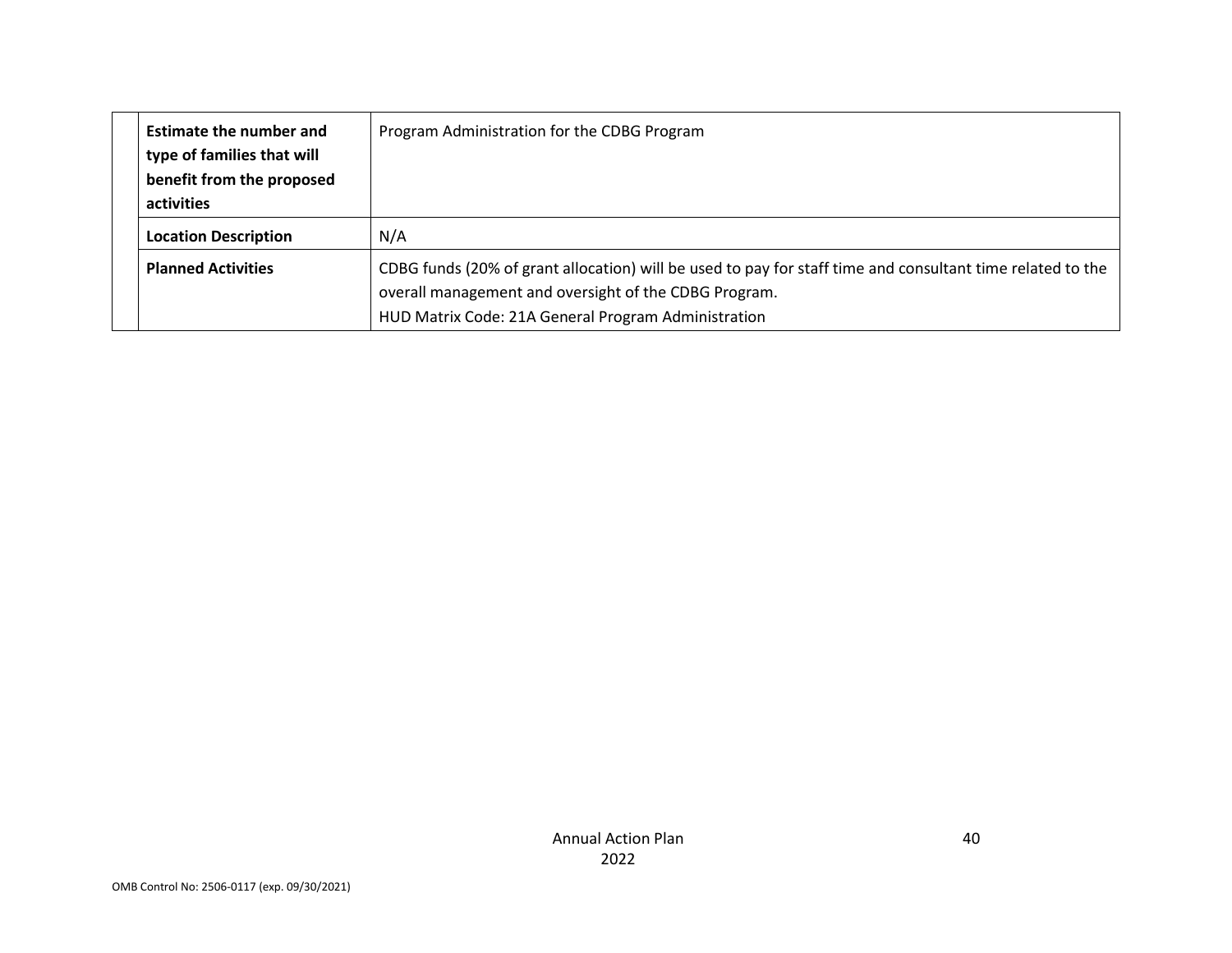| | | |
|---|---|---|
| | **Estimate the number and type of families that will benefit from the proposed activities** | Program Administration for the CDBG Program |
| | **Location Description** | N/A |
| | **Planned Activities** | CDBG funds (20% of grant allocation) will be used to pay for staff time and consultant time related to the overall management and oversight of the CDBG Program.<br>HUD Matrix Code: 21A General Program Administration |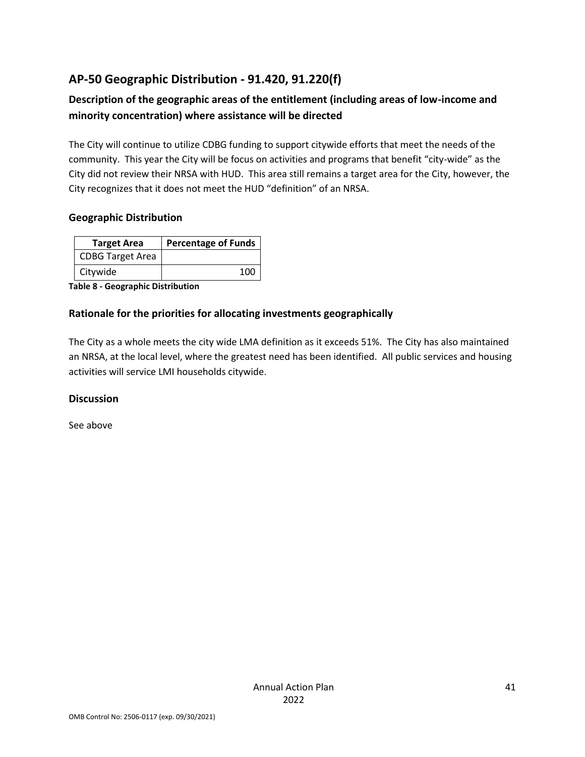## AP-50 Geographic Distribution - 91.420, 91.220(f)

### Description of the geographic areas of the entitlement (including areas of low-income and minority concentration) where assistance will be directed

The City will continue to utilize CDBG funding to support citywide efforts that meet the needs of the community. This year the City will be focus on activities and programs that benefit "city-wide" as the City did not review their NRSA with HUD. This area still remains a target area for the City, however, the City recognizes that it does not meet the HUD "definition" of an NRSA.

### Geographic Distribution

| Target Area | Percentage of Funds |
|---|---|
| CDBG Target Area | |
| Citywide | 100 |

**Table 8 - Geographic Distribution**

### Rationale for the priorities for allocating investments geographically

The City as a whole meets the city wide LMA definition as it exceeds 51%. The City has also maintained an NRSA, at the local level, where the greatest need has been identified. All public services and housing activities will service LMI households citywide.

### Discussion

See above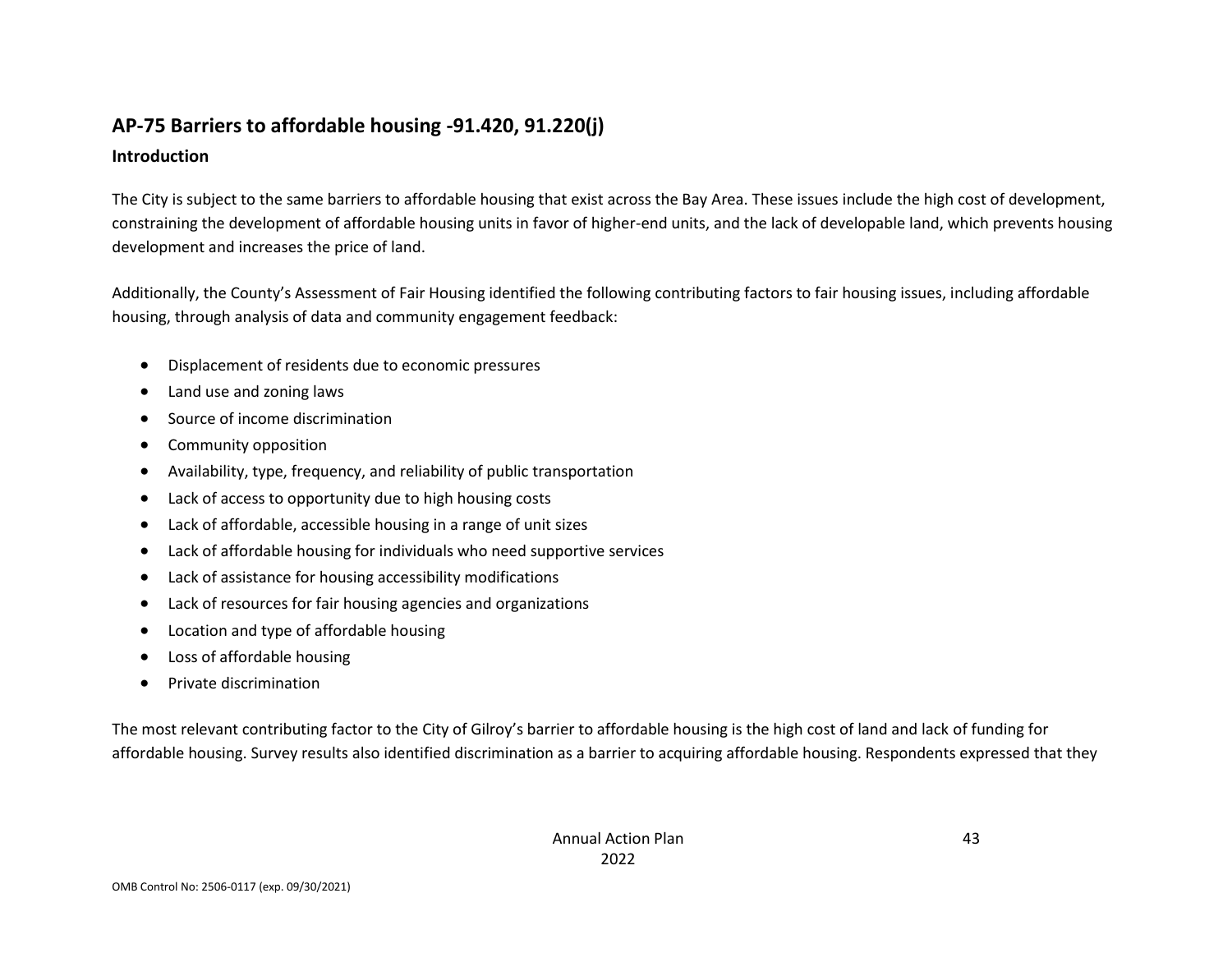## AP-75 Barriers to affordable housing -91.420, 91.220(j)

### Introduction

The City is subject to the same barriers to affordable housing that exist across the Bay Area. These issues include the high cost of development, constraining the development of affordable housing units in favor of higher-end units, and the lack of developable land, which prevents housing development and increases the price of land.

Additionally, the County's Assessment of Fair Housing identified the following contributing factors to fair housing issues, including affordable housing, through analysis of data and community engagement feedback:

- Displacement of residents due to economic pressures
- Land use and zoning laws
- Source of income discrimination
- Community opposition
- Availability, type, frequency, and reliability of public transportation
- Lack of access to opportunity due to high housing costs
- Lack of affordable, accessible housing in a range of unit sizes
- Lack of affordable housing for individuals who need supportive services
- Lack of assistance for housing accessibility modifications
- Lack of resources for fair housing agencies and organizations
- Location and type of affordable housing
- Loss of affordable housing
- Private discrimination

The most relevant contributing factor to the City of Gilroy's barrier to affordable housing is the high cost of land and lack of funding for affordable housing. Survey results also identified discrimination as a barrier to acquiring affordable housing. Respondents expressed that they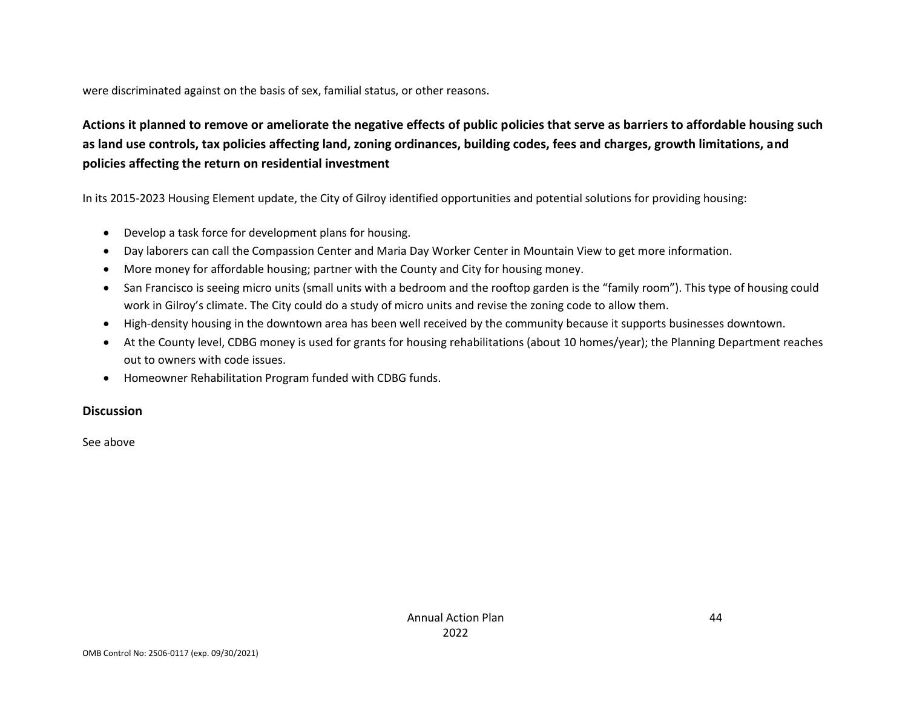were discriminated against on the basis of sex, familial status, or other reasons.

## Actions it planned to remove or ameliorate the negative effects of public policies that serve as barriers to affordable housing such as land use controls, tax policies affecting land, zoning ordinances, building codes, fees and charges, growth limitations, and policies affecting the return on residential investment

In its 2015-2023 Housing Element update, the City of Gilroy identified opportunities and potential solutions for providing housing:

- Develop a task force for development plans for housing.
- Day laborers can call the Compassion Center and Maria Day Worker Center in Mountain View to get more information.
- More money for affordable housing; partner with the County and City for housing money.
- San Francisco is seeing micro units (small units with a bedroom and the rooftop garden is the "family room"). This type of housing could work in Gilroy's climate. The City could do a study of micro units and revise the zoning code to allow them.
- High-density housing in the downtown area has been well received by the community because it supports businesses downtown.
- At the County level, CDBG money is used for grants for housing rehabilitations (about 10 homes/year); the Planning Department reaches out to owners with code issues.
- Homeowner Rehabilitation Program funded with CDBG funds.

## Discussion

See above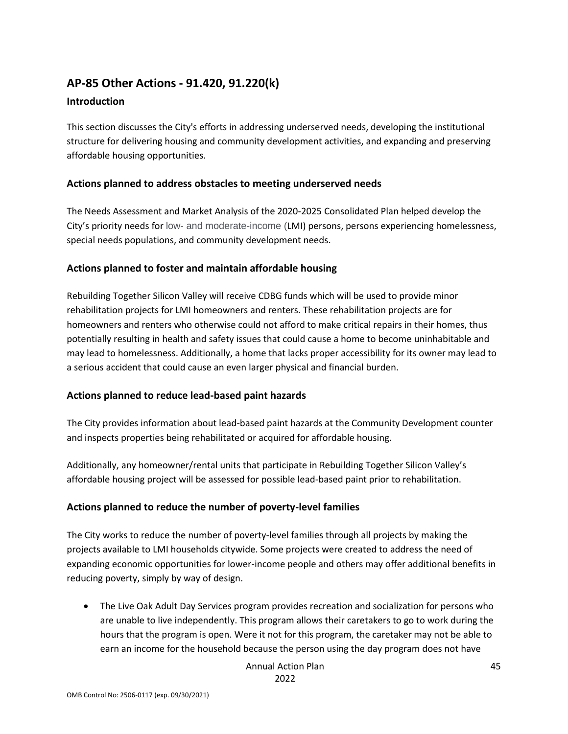## AP-85 Other Actions - 91.420, 91.220(k)

### Introduction

This section discusses the City's efforts in addressing underserved needs, developing the institutional structure for delivering housing and community development activities, and expanding and preserving affordable housing opportunities.

### Actions planned to address obstacles to meeting underserved needs

The Needs Assessment and Market Analysis of the 2020-2025 Consolidated Plan helped develop the City's priority needs for low- and moderate-income (LMI) persons, persons experiencing homelessness, special needs populations, and community development needs.

### Actions planned to foster and maintain affordable housing

Rebuilding Together Silicon Valley will receive CDBG funds which will be used to provide minor rehabilitation projects for LMI homeowners and renters. These rehabilitation projects are for homeowners and renters who otherwise could not afford to make critical repairs in their homes, thus potentially resulting in health and safety issues that could cause a home to become uninhabitable and may lead to homelessness. Additionally, a home that lacks proper accessibility for its owner may lead to a serious accident that could cause an even larger physical and financial burden.

### Actions planned to reduce lead-based paint hazards

The City provides information about lead-based paint hazards at the Community Development counter and inspects properties being rehabilitated or acquired for affordable housing.

Additionally, any homeowner/rental units that participate in Rebuilding Together Silicon Valley's affordable housing project will be assessed for possible lead-based paint prior to rehabilitation.

### Actions planned to reduce the number of poverty-level families

The City works to reduce the number of poverty-level families through all projects by making the projects available to LMI households citywide. Some projects were created to address the need of expanding economic opportunities for lower-income people and others may offer additional benefits in reducing poverty, simply by way of design.

- The Live Oak Adult Day Services program provides recreation and socialization for persons who are unable to live independently. This program allows their caretakers to go to work during the hours that the program is open. Were it not for this program, the caretaker may not be able to earn an income for the household because the person using the day program does not have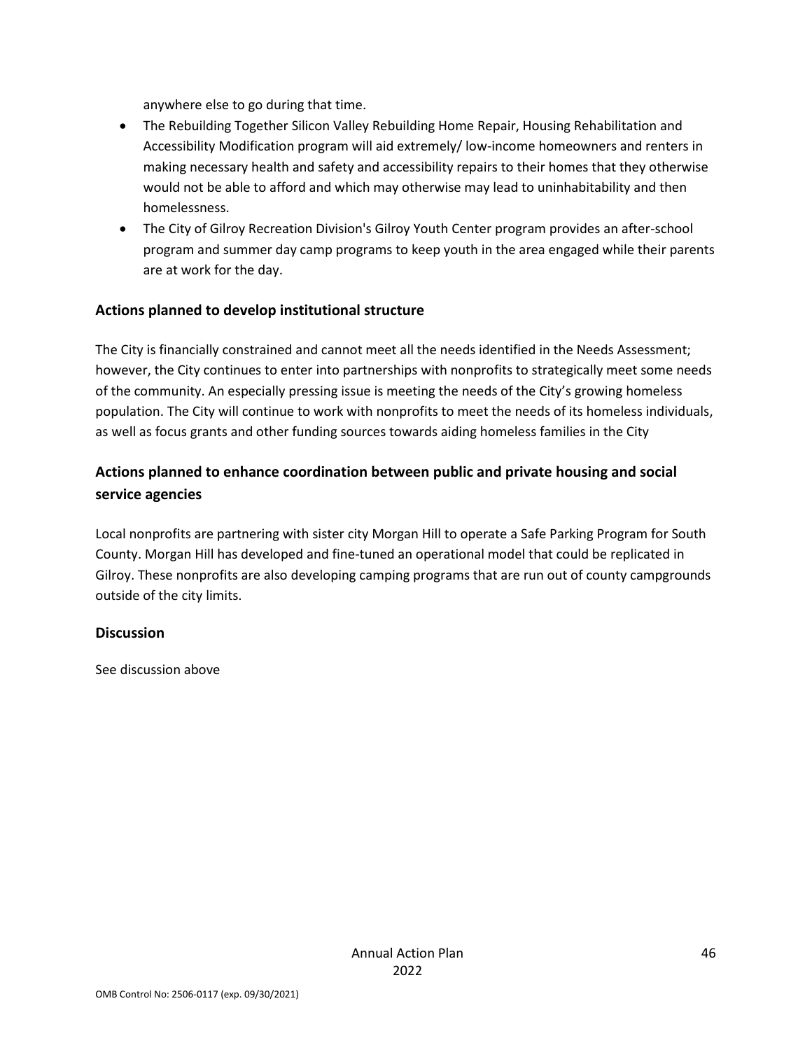anywhere else to go during that time.

- The Rebuilding Together Silicon Valley Rebuilding Home Repair, Housing Rehabilitation and Accessibility Modification program will aid extremely/ low-income homeowners and renters in making necessary health and safety and accessibility repairs to their homes that they otherwise would not be able to afford and which may otherwise may lead to uninhabitability and then homelessness.
- The City of Gilroy Recreation Division's Gilroy Youth Center program provides an after-school program and summer day camp programs to keep youth in the area engaged while their parents are at work for the day.

### Actions planned to develop institutional structure

The City is financially constrained and cannot meet all the needs identified in the Needs Assessment; however, the City continues to enter into partnerships with nonprofits to strategically meet some needs of the community. An especially pressing issue is meeting the needs of the City's growing homeless population. The City will continue to work with nonprofits to meet the needs of its homeless individuals, as well as focus grants and other funding sources towards aiding homeless families in the City

## Actions planned to enhance coordination between public and private housing and social service agencies

Local nonprofits are partnering with sister city Morgan Hill to operate a Safe Parking Program for South County. Morgan Hill has developed and fine-tuned an operational model that could be replicated in Gilroy. These nonprofits are also developing camping programs that are run out of county campgrounds outside of the city limits.

### Discussion

See discussion above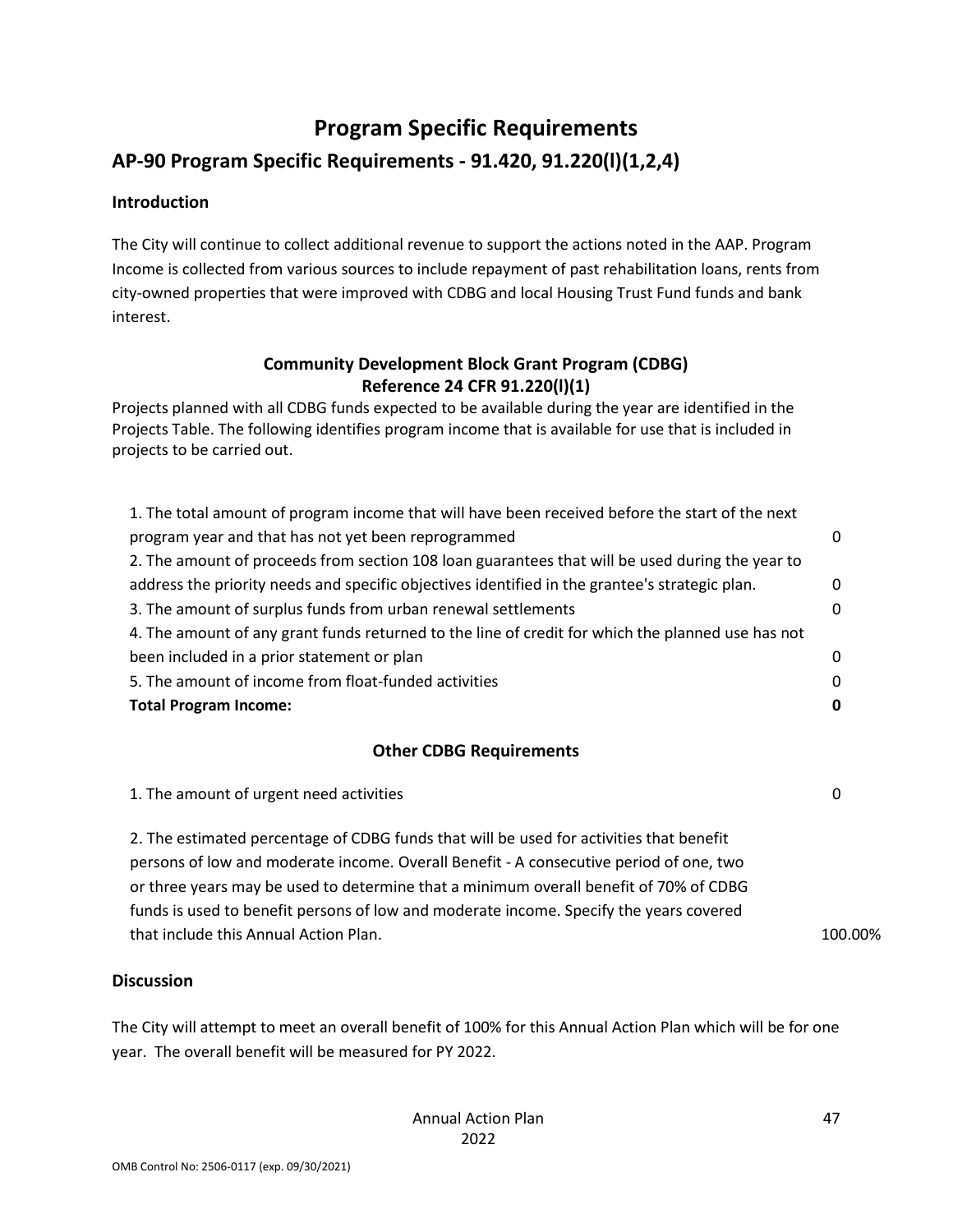# Program Specific Requirements

## AP-90 Program Specific Requirements - 91.420, 91.220(l)(1,2,4)

### Introduction

The City will continue to collect additional revenue to support the actions noted in the AAP. Program Income is collected from various sources to include repayment of past rehabilitation loans, rents from city-owned properties that were improved with CDBG and local Housing Trust Fund funds and bank interest.

**Community Development Block Grant Program (CDBG)**
**Reference 24 CFR 91.220(l)(1)**

Projects planned with all CDBG funds expected to be available during the year are identified in the Projects Table. The following identifies program income that is available for use that is included in projects to be carried out.

| | |
|---|---|
| 1. The total amount of program income that will have been received before the start of the next program year and that has not yet been reprogrammed | 0 |
| 2. The amount of proceeds from section 108 loan guarantees that will be used during the year to address the priority needs and specific objectives identified in the grantee's strategic plan. | 0 |
| 3. The amount of surplus funds from urban renewal settlements | 0 |
| 4. The amount of any grant funds returned to the line of credit for which the planned use has not been included in a prior statement or plan | 0 |
| 5. The amount of income from float-funded activities | 0 |
| **Total Program Income:** | **0** |

**Other CDBG Requirements**

| | |
|---|---|
| 1. The amount of urgent need activities | 0 |
| 2. The estimated percentage of CDBG funds that will be used for activities that benefit persons of low and moderate income. Overall Benefit - A consecutive period of one, two or three years may be used to determine that a minimum overall benefit of 70% of CDBG funds is used to benefit persons of low and moderate income. Specify the years covered that include this Annual Action Plan. | 100.00% |

### Discussion

The City will attempt to meet an overall benefit of 100% for this Annual Action Plan which will be for one year. The overall benefit will be measured for PY 2022.